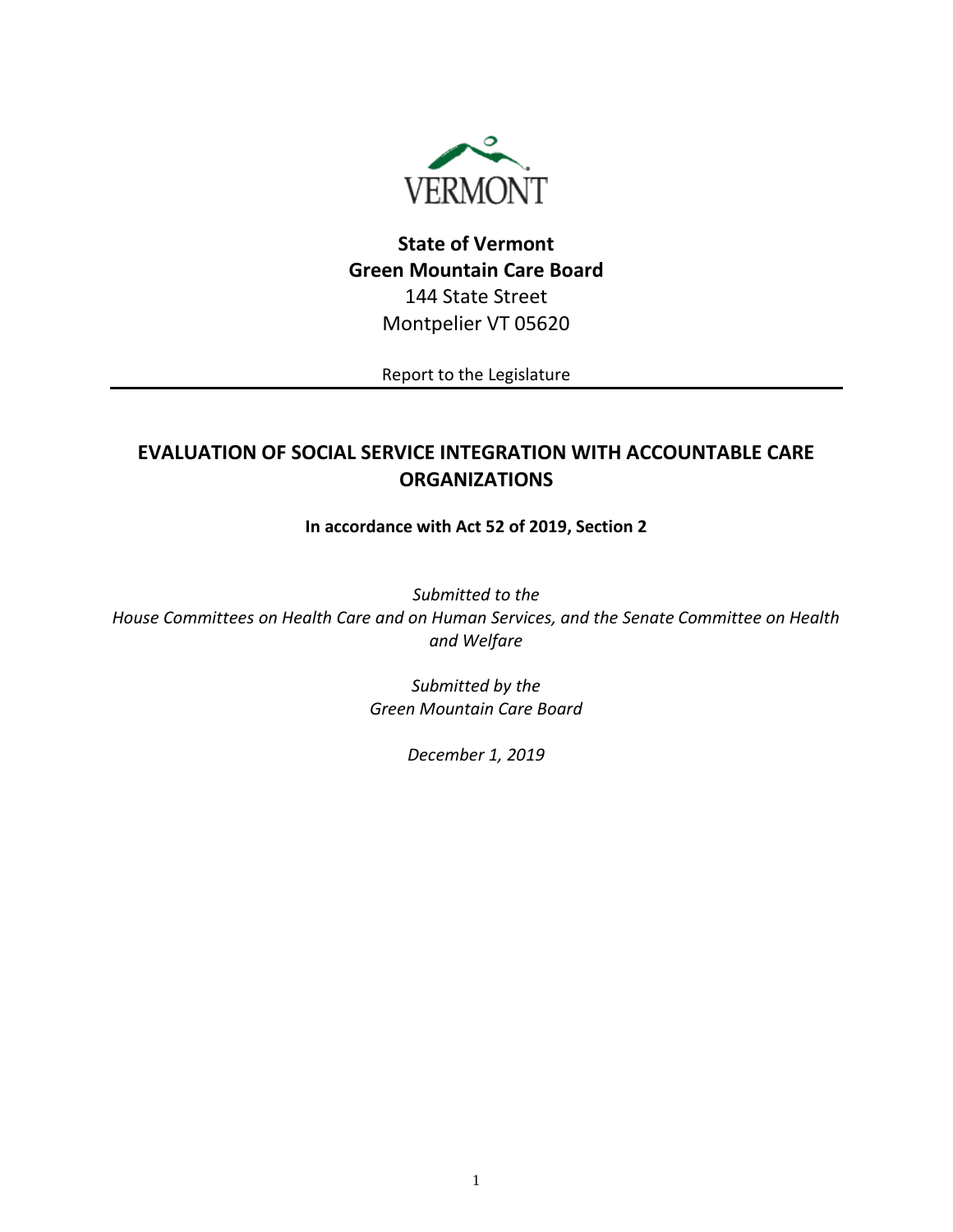VERMONT

**State of Vermont**
**Green Mountain Care Board**
144 State Street
Montpelier VT 05620

Report to the Legislature

---

# EVALUATION OF SOCIAL SERVICE INTEGRATION WITH ACCOUNTABLE CARE ORGANIZATIONS

**In accordance with Act 52 of 2019, Section 2**

*Submitted to the*
*House Committees on Health Care and on Human Services, and the Senate Committee on Health and Welfare*

*Submitted by the*
*Green Mountain Care Board*

*December 1, 2019*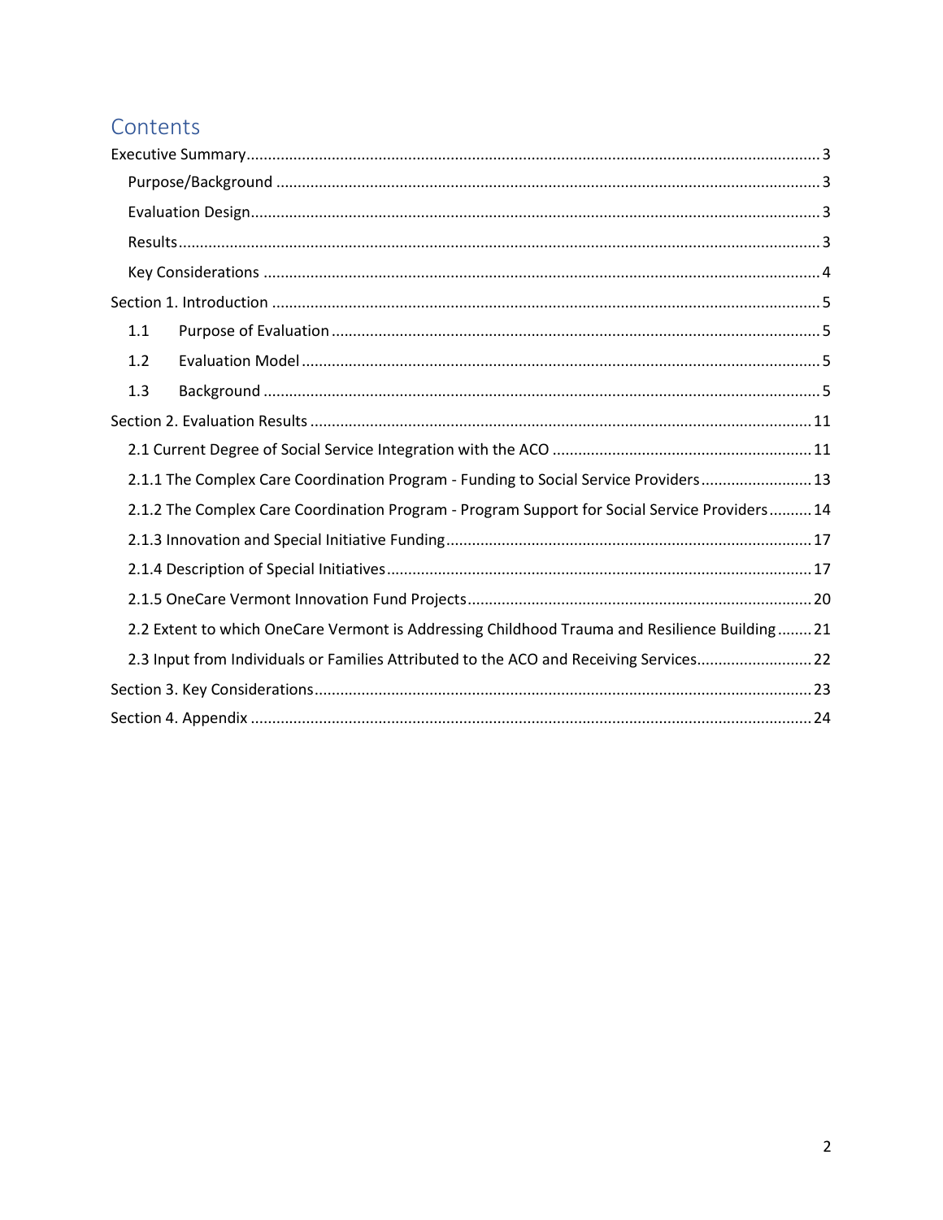# Contents

- Executive Summary ..... 3
  - Purpose/Background ..... 3
  - Evaluation Design ..... 3
  - Results ..... 3
  - Key Considerations ..... 4
- Section 1. Introduction ..... 5
  - 1.1 Purpose of Evaluation ..... 5
  - 1.2 Evaluation Model ..... 5
  - 1.3 Background ..... 5
- Section 2. Evaluation Results ..... 11
  - 2.1 Current Degree of Social Service Integration with the ACO ..... 11
  - 2.1.1 The Complex Care Coordination Program - Funding to Social Service Providers ..... 13
  - 2.1.2 The Complex Care Coordination Program - Program Support for Social Service Providers ..... 14
  - 2.1.3 Innovation and Special Initiative Funding ..... 17
  - 2.1.4 Description of Special Initiatives ..... 17
  - 2.1.5 OneCare Vermont Innovation Fund Projects ..... 20
  - 2.2 Extent to which OneCare Vermont is Addressing Childhood Trauma and Resilience Building ..... 21
  - 2.3 Input from Individuals or Families Attributed to the ACO and Receiving Services ..... 22
- Section 3. Key Considerations ..... 23
- Section 4. Appendix ..... 24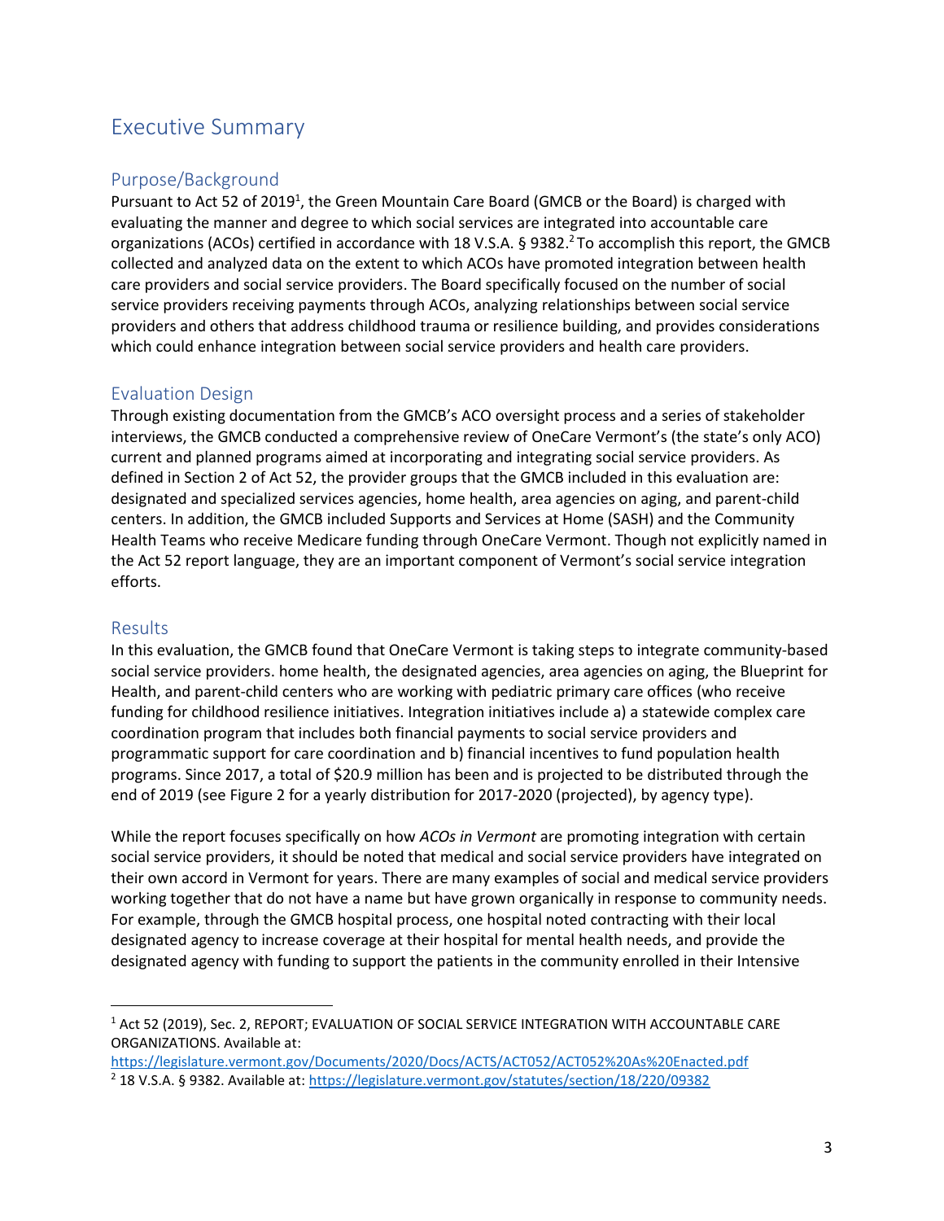# Executive Summary

## Purpose/Background

Pursuant to Act 52 of 2019[1], the Green Mountain Care Board (GMCB or the Board) is charged with evaluating the manner and degree to which social services are integrated into accountable care organizations (ACOs) certified in accordance with 18 V.S.A. § 9382.[2] To accomplish this report, the GMCB collected and analyzed data on the extent to which ACOs have promoted integration between health care providers and social service providers. The Board specifically focused on the number of social service providers receiving payments through ACOs, analyzing relationships between social service providers and others that address childhood trauma or resilience building, and provides considerations which could enhance integration between social service providers and health care providers.

## Evaluation Design

Through existing documentation from the GMCB's ACO oversight process and a series of stakeholder interviews, the GMCB conducted a comprehensive review of OneCare Vermont's (the state's only ACO) current and planned programs aimed at incorporating and integrating social service providers. As defined in Section 2 of Act 52, the provider groups that the GMCB included in this evaluation are: designated and specialized services agencies, home health, area agencies on aging, and parent-child centers. In addition, the GMCB included Supports and Services at Home (SASH) and the Community Health Teams who receive Medicare funding through OneCare Vermont. Though not explicitly named in the Act 52 report language, they are an important component of Vermont's social service integration efforts.

## Results

In this evaluation, the GMCB found that OneCare Vermont is taking steps to integrate community-based social service providers. home health, the designated agencies, area agencies on aging, the Blueprint for Health, and parent-child centers who are working with pediatric primary care offices (who receive funding for childhood resilience initiatives. Integration initiatives include a) a statewide complex care coordination program that includes both financial payments to social service providers and programmatic support for care coordination and b) financial incentives to fund population health programs. Since 2017, a total of $20.9 million has been and is projected to be distributed through the end of 2019 (see Figure 2 for a yearly distribution for 2017-2020 (projected), by agency type).

While the report focuses specifically on how *ACOs in Vermont* are promoting integration with certain social service providers, it should be noted that medical and social service providers have integrated on their own accord in Vermont for years. There are many examples of social and medical service providers working together that do not have a name but have grown organically in response to community needs. For example, through the GMCB hospital process, one hospital noted contracting with their local designated agency to increase coverage at their hospital for mental health needs, and provide the designated agency with funding to support the patients in the community enrolled in their Intensive

---

[1] Act 52 (2019), Sec. 2, REPORT; EVALUATION OF SOCIAL SERVICE INTEGRATION WITH ACCOUNTABLE CARE ORGANIZATIONS. Available at: https://legislature.vermont.gov/Documents/2020/Docs/ACTS/ACT052/ACT052%20As%20Enacted.pdf

[2] 18 V.S.A. § 9382. Available at: https://legislature.vermont.gov/statutes/section/18/220/09382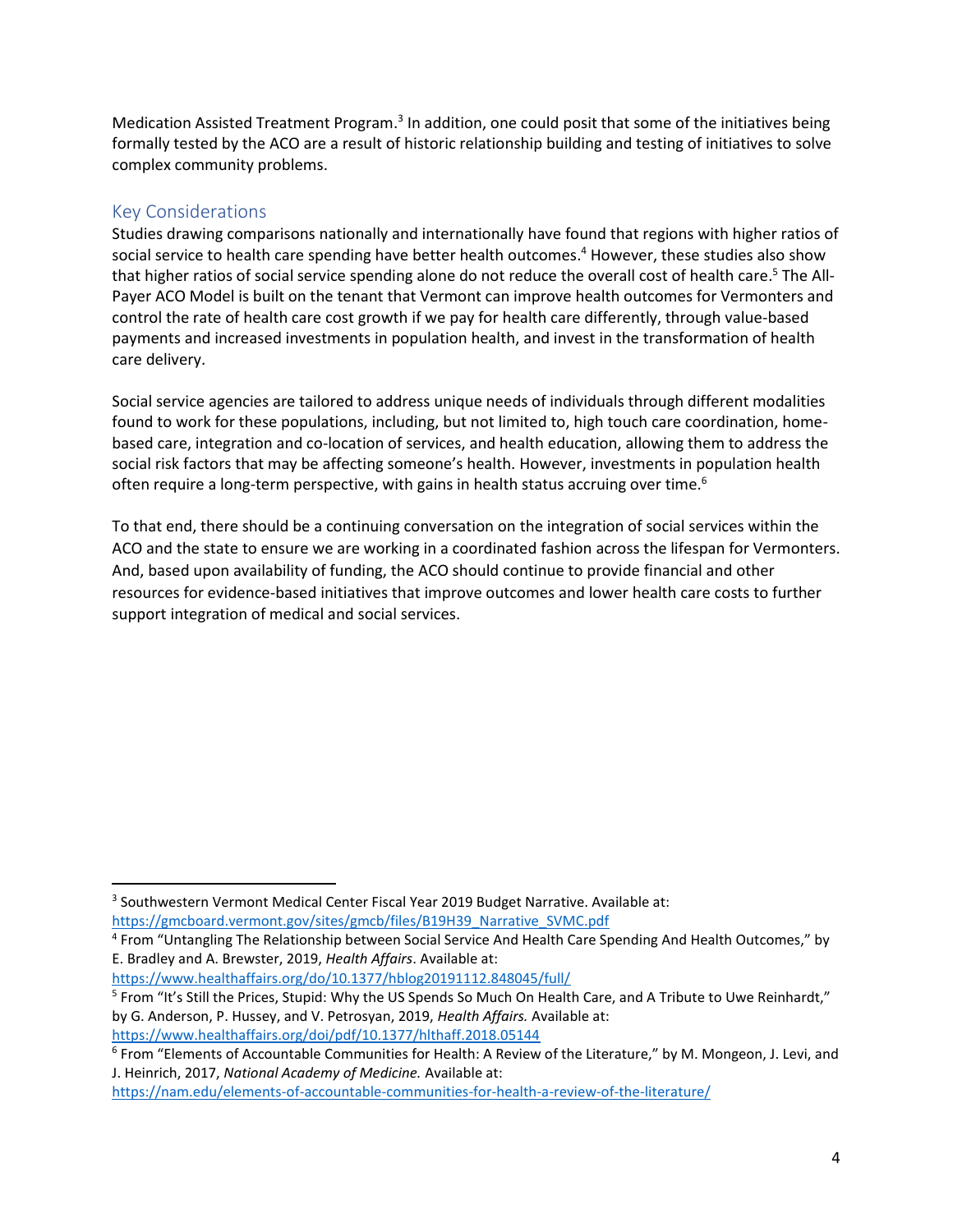Medication Assisted Treatment Program.[3] In addition, one could posit that some of the initiatives being formally tested by the ACO are a result of historic relationship building and testing of initiatives to solve complex community problems.

## Key Considerations

Studies drawing comparisons nationally and internationally have found that regions with higher ratios of social service to health care spending have better health outcomes.[4] However, these studies also show that higher ratios of social service spending alone do not reduce the overall cost of health care.[5] The All-Payer ACO Model is built on the tenant that Vermont can improve health outcomes for Vermonters and control the rate of health care cost growth if we pay for health care differently, through value-based payments and increased investments in population health, and invest in the transformation of health care delivery.

Social service agencies are tailored to address unique needs of individuals through different modalities found to work for these populations, including, but not limited to, high touch care coordination, home-based care, integration and co-location of services, and health education, allowing them to address the social risk factors that may be affecting someone's health. However, investments in population health often require a long-term perspective, with gains in health status accruing over time.[6]

To that end, there should be a continuing conversation on the integration of social services within the ACO and the state to ensure we are working in a coordinated fashion across the lifespan for Vermonters. And, based upon availability of funding, the ACO should continue to provide financial and other resources for evidence-based initiatives that improve outcomes and lower health care costs to further support integration of medical and social services.

---

[3] Southwestern Vermont Medical Center Fiscal Year 2019 Budget Narrative. Available at: https://gmcboard.vermont.gov/sites/gmcb/files/B19H39_Narrative_SVMC.pdf

[4] From "Untangling The Relationship between Social Service And Health Care Spending And Health Outcomes," by E. Bradley and A. Brewster, 2019, *Health Affairs*. Available at: https://www.healthaffairs.org/do/10.1377/hblog20191112.848045/full/

[5] From "It's Still the Prices, Stupid: Why the US Spends So Much On Health Care, and A Tribute to Uwe Reinhardt," by G. Anderson, P. Hussey, and V. Petrosyan, 2019, *Health Affairs.* Available at: https://www.healthaffairs.org/doi/pdf/10.1377/hlthaff.2018.05144

[6] From "Elements of Accountable Communities for Health: A Review of the Literature," by M. Mongeon, J. Levi, and J. Heinrich, 2017, *National Academy of Medicine.* Available at: https://nam.edu/elements-of-accountable-communities-for-health-a-review-of-the-literature/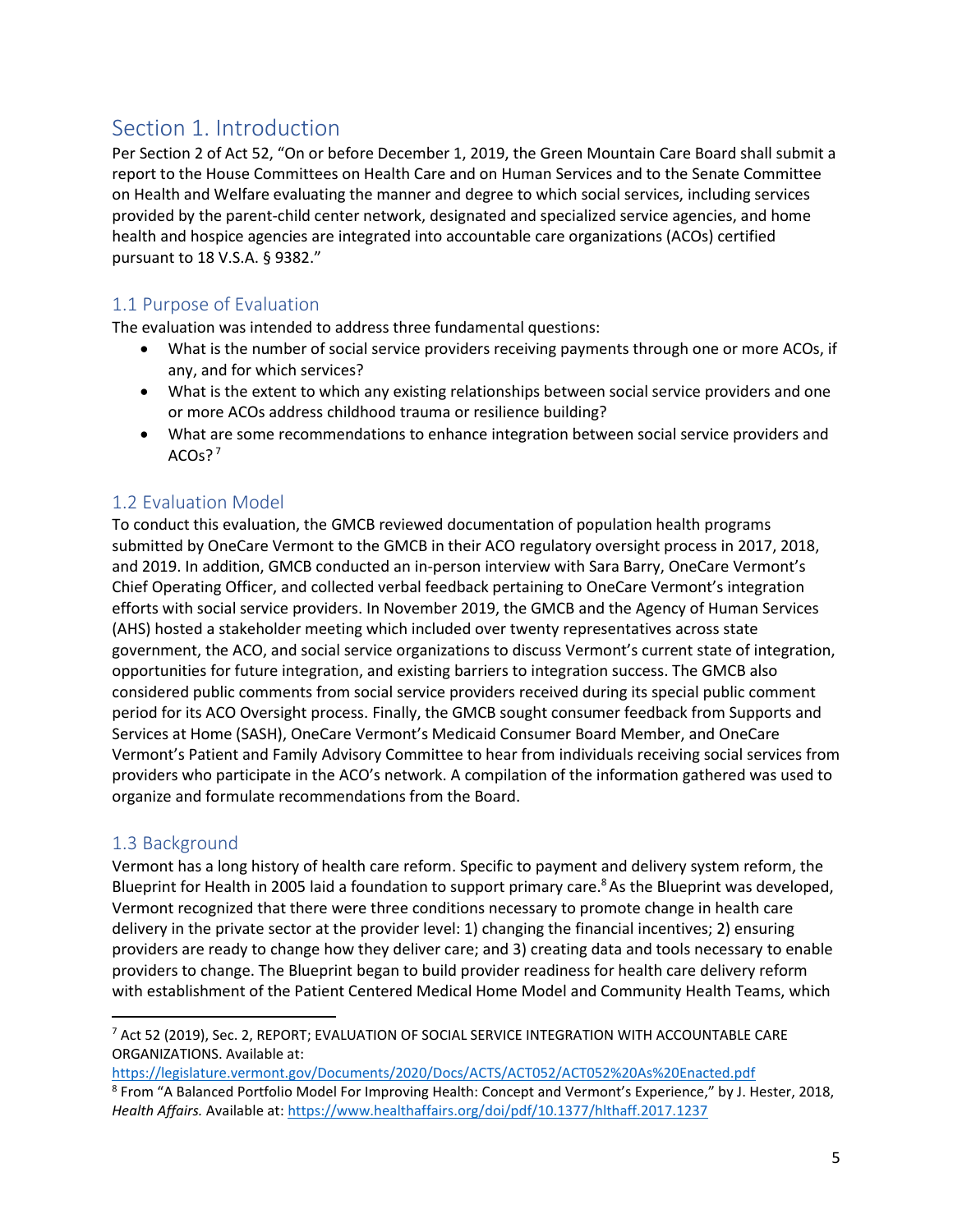# Section 1. Introduction

Per Section 2 of Act 52, "On or before December 1, 2019, the Green Mountain Care Board shall submit a report to the House Committees on Health Care and on Human Services and to the Senate Committee on Health and Welfare evaluating the manner and degree to which social services, including services provided by the parent-child center network, designated and specialized service agencies, and home health and hospice agencies are integrated into accountable care organizations (ACOs) certified pursuant to 18 V.S.A. § 9382."

## 1.1 Purpose of Evaluation

The evaluation was intended to address three fundamental questions:

- What is the number of social service providers receiving payments through one or more ACOs, if any, and for which services?
- What is the extent to which any existing relationships between social service providers and one or more ACOs address childhood trauma or resilience building?
- What are some recommendations to enhance integration between social service providers and ACOs?[7]

## 1.2 Evaluation Model

To conduct this evaluation, the GMCB reviewed documentation of population health programs submitted by OneCare Vermont to the GMCB in their ACO regulatory oversight process in 2017, 2018, and 2019. In addition, GMCB conducted an in-person interview with Sara Barry, OneCare Vermont's Chief Operating Officer, and collected verbal feedback pertaining to OneCare Vermont's integration efforts with social service providers. In November 2019, the GMCB and the Agency of Human Services (AHS) hosted a stakeholder meeting which included over twenty representatives across state government, the ACO, and social service organizations to discuss Vermont's current state of integration, opportunities for future integration, and existing barriers to integration success. The GMCB also considered public comments from social service providers received during its special public comment period for its ACO Oversight process. Finally, the GMCB sought consumer feedback from Supports and Services at Home (SASH), OneCare Vermont's Medicaid Consumer Board Member, and OneCare Vermont's Patient and Family Advisory Committee to hear from individuals receiving social services from providers who participate in the ACO's network. A compilation of the information gathered was used to organize and formulate recommendations from the Board.

## 1.3 Background

Vermont has a long history of health care reform. Specific to payment and delivery system reform, the Blueprint for Health in 2005 laid a foundation to support primary care.[8] As the Blueprint was developed, Vermont recognized that there were three conditions necessary to promote change in health care delivery in the private sector at the provider level: 1) changing the financial incentives; 2) ensuring providers are ready to change how they deliver care; and 3) creating data and tools necessary to enable providers to change. The Blueprint began to build provider readiness for health care delivery reform with establishment of the Patient Centered Medical Home Model and Community Health Teams, which

---

[7] Act 52 (2019), Sec. 2, REPORT; EVALUATION OF SOCIAL SERVICE INTEGRATION WITH ACCOUNTABLE CARE ORGANIZATIONS. Available at: https://legislature.vermont.gov/Documents/2020/Docs/ACTS/ACT052/ACT052%20As%20Enacted.pdf

[8] From "A Balanced Portfolio Model For Improving Health: Concept and Vermont's Experience," by J. Hester, 2018, *Health Affairs.* Available at: https://www.healthaffairs.org/doi/pdf/10.1377/hlthaff.2017.1237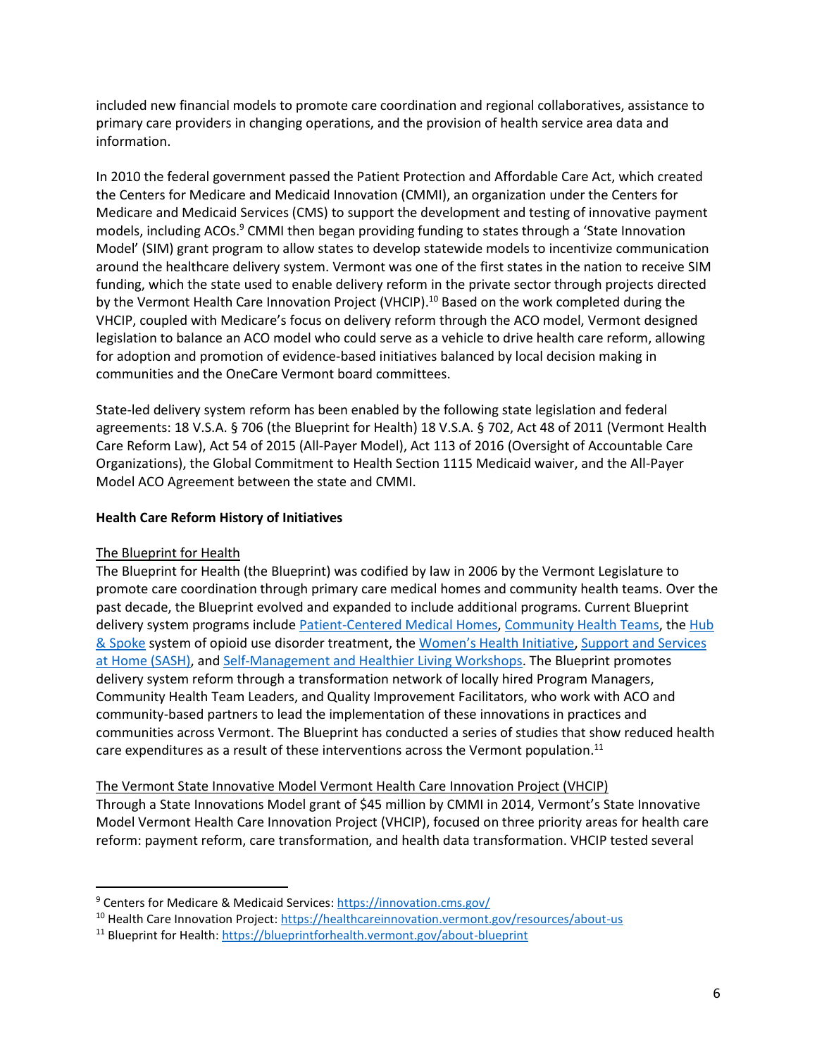included new financial models to promote care coordination and regional collaboratives, assistance to primary care providers in changing operations, and the provision of health service area data and information.

In 2010 the federal government passed the Patient Protection and Affordable Care Act, which created the Centers for Medicare and Medicaid Innovation (CMMI), an organization under the Centers for Medicare and Medicaid Services (CMS) to support the development and testing of innovative payment models, including ACOs.[9] CMMI then began providing funding to states through a 'State Innovation Model' (SIM) grant program to allow states to develop statewide models to incentivize communication around the healthcare delivery system. Vermont was one of the first states in the nation to receive SIM funding, which the state used to enable delivery reform in the private sector through projects directed by the Vermont Health Care Innovation Project (VHCIP).[10] Based on the work completed during the VHCIP, coupled with Medicare's focus on delivery reform through the ACO model, Vermont designed legislation to balance an ACO model who could serve as a vehicle to drive health care reform, allowing for adoption and promotion of evidence-based initiatives balanced by local decision making in communities and the OneCare Vermont board committees.

State-led delivery system reform has been enabled by the following state legislation and federal agreements: 18 V.S.A. § 706 (the Blueprint for Health) 18 V.S.A. § 702, Act 48 of 2011 (Vermont Health Care Reform Law), Act 54 of 2015 (All-Payer Model), Act 113 of 2016 (Oversight of Accountable Care Organizations), the Global Commitment to Health Section 1115 Medicaid waiver, and the All-Payer Model ACO Agreement between the state and CMMI.

**Health Care Reform History of Initiatives**

The Blueprint for Health

The Blueprint for Health (the Blueprint) was codified by law in 2006 by the Vermont Legislature to promote care coordination through primary care medical homes and community health teams. Over the past decade, the Blueprint evolved and expanded to include additional programs. Current Blueprint delivery system programs include Patient-Centered Medical Homes, Community Health Teams, the Hub & Spoke system of opioid use disorder treatment, the Women's Health Initiative, Support and Services at Home (SASH), and Self-Management and Healthier Living Workshops. The Blueprint promotes delivery system reform through a transformation network of locally hired Program Managers, Community Health Team Leaders, and Quality Improvement Facilitators, who work with ACO and community-based partners to lead the implementation of these innovations in practices and communities across Vermont. The Blueprint has conducted a series of studies that show reduced health care expenditures as a result of these interventions across the Vermont population.[11]

The Vermont State Innovative Model Vermont Health Care Innovation Project (VHCIP)

Through a State Innovations Model grant of $45 million by CMMI in 2014, Vermont's State Innovative Model Vermont Health Care Innovation Project (VHCIP), focused on three priority areas for health care reform: payment reform, care transformation, and health data transformation. VHCIP tested several

[9] Centers for Medicare & Medicaid Services: https://innovation.cms.gov/

[10] Health Care Innovation Project: https://healthcareinnovation.vermont.gov/resources/about-us

[11] Blueprint for Health: https://blueprintforhealth.vermont.gov/about-blueprint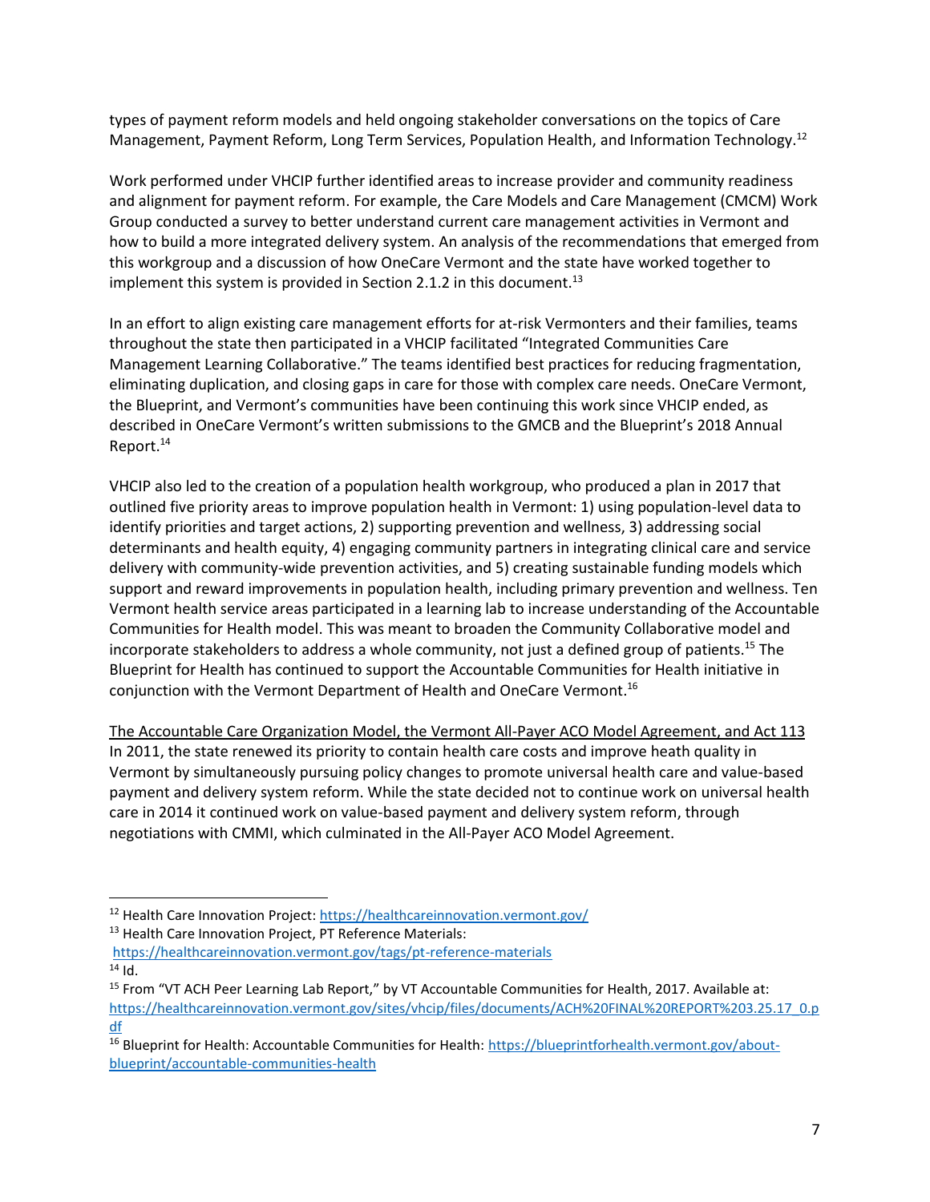types of payment reform models and held ongoing stakeholder conversations on the topics of Care Management, Payment Reform, Long Term Services, Population Health, and Information Technology.[12]

Work performed under VHCIP further identified areas to increase provider and community readiness and alignment for payment reform. For example, the Care Models and Care Management (CMCM) Work Group conducted a survey to better understand current care management activities in Vermont and how to build a more integrated delivery system. An analysis of the recommendations that emerged from this workgroup and a discussion of how OneCare Vermont and the state have worked together to implement this system is provided in Section 2.1.2 in this document.[13]

In an effort to align existing care management efforts for at-risk Vermonters and their families, teams throughout the state then participated in a VHCIP facilitated "Integrated Communities Care Management Learning Collaborative." The teams identified best practices for reducing fragmentation, eliminating duplication, and closing gaps in care for those with complex care needs. OneCare Vermont, the Blueprint, and Vermont's communities have been continuing this work since VHCIP ended, as described in OneCare Vermont's written submissions to the GMCB and the Blueprint's 2018 Annual Report.[14]

VHCIP also led to the creation of a population health workgroup, who produced a plan in 2017 that outlined five priority areas to improve population health in Vermont: 1) using population-level data to identify priorities and target actions, 2) supporting prevention and wellness, 3) addressing social determinants and health equity, 4) engaging community partners in integrating clinical care and service delivery with community-wide prevention activities, and 5) creating sustainable funding models which support and reward improvements in population health, including primary prevention and wellness. Ten Vermont health service areas participated in a learning lab to increase understanding of the Accountable Communities for Health model. This was meant to broaden the Community Collaborative model and incorporate stakeholders to address a whole community, not just a defined group of patients.[15] The Blueprint for Health has continued to support the Accountable Communities for Health initiative in conjunction with the Vermont Department of Health and OneCare Vermont.[16]

<u>The Accountable Care Organization Model, the Vermont All-Payer ACO Model Agreement, and Act 113</u>

In 2011, the state renewed its priority to contain health care costs and improve heath quality in Vermont by simultaneously pursuing policy changes to promote universal health care and value-based payment and delivery system reform. While the state decided not to continue work on universal health care in 2014 it continued work on value-based payment and delivery system reform, through negotiations with CMMI, which culminated in the All-Payer ACO Model Agreement.

---

[12] Health Care Innovation Project: https://healthcareinnovation.vermont.gov/

[13] Health Care Innovation Project, PT Reference Materials: https://healthcareinnovation.vermont.gov/tags/pt-reference-materials

[14] Id.

[15] From "VT ACH Peer Learning Lab Report," by VT Accountable Communities for Health, 2017. Available at: https://healthcareinnovation.vermont.gov/sites/vhcip/files/documents/ACH%20FINAL%20REPORT%203.25.17_0.pdf

[16] Blueprint for Health: Accountable Communities for Health: https://blueprintforhealth.vermont.gov/about-blueprint/accountable-communities-health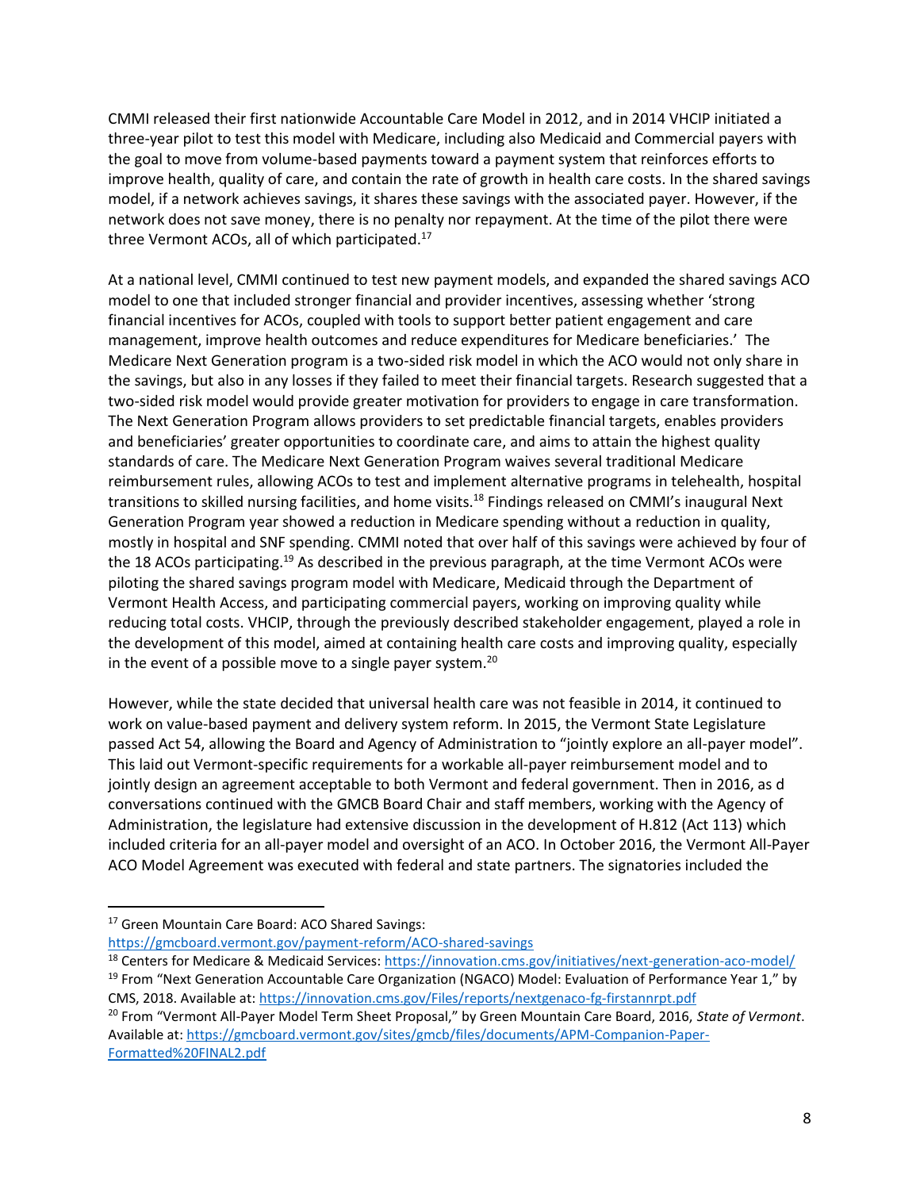CMMI released their first nationwide Accountable Care Model in 2012, and in 2014 VHCIP initiated a three-year pilot to test this model with Medicare, including also Medicaid and Commercial payers with the goal to move from volume-based payments toward a payment system that reinforces efforts to improve health, quality of care, and contain the rate of growth in health care costs. In the shared savings model, if a network achieves savings, it shares these savings with the associated payer. However, if the network does not save money, there is no penalty nor repayment. At the time of the pilot there were three Vermont ACOs, all of which participated.[17]

At a national level, CMMI continued to test new payment models, and expanded the shared savings ACO model to one that included stronger financial and provider incentives, assessing whether 'strong financial incentives for ACOs, coupled with tools to support better patient engagement and care management, improve health outcomes and reduce expenditures for Medicare beneficiaries.' The Medicare Next Generation program is a two-sided risk model in which the ACO would not only share in the savings, but also in any losses if they failed to meet their financial targets. Research suggested that a two-sided risk model would provide greater motivation for providers to engage in care transformation. The Next Generation Program allows providers to set predictable financial targets, enables providers and beneficiaries' greater opportunities to coordinate care, and aims to attain the highest quality standards of care. The Medicare Next Generation Program waives several traditional Medicare reimbursement rules, allowing ACOs to test and implement alternative programs in telehealth, hospital transitions to skilled nursing facilities, and home visits.[18] Findings released on CMMI's inaugural Next Generation Program year showed a reduction in Medicare spending without a reduction in quality, mostly in hospital and SNF spending. CMMI noted that over half of this savings were achieved by four of the 18 ACOs participating.[19] As described in the previous paragraph, at the time Vermont ACOs were piloting the shared savings program model with Medicare, Medicaid through the Department of Vermont Health Access, and participating commercial payers, working on improving quality while reducing total costs. VHCIP, through the previously described stakeholder engagement, played a role in the development of this model, aimed at containing health care costs and improving quality, especially in the event of a possible move to a single payer system.[20]

However, while the state decided that universal health care was not feasible in 2014, it continued to work on value-based payment and delivery system reform. In 2015, the Vermont State Legislature passed Act 54, allowing the Board and Agency of Administration to "jointly explore an all-payer model". This laid out Vermont-specific requirements for a workable all-payer reimbursement model and to jointly design an agreement acceptable to both Vermont and federal government. Then in 2016, as d conversations continued with the GMCB Board Chair and staff members, working with the Agency of Administration, the legislature had extensive discussion in the development of H.812 (Act 113) which included criteria for an all-payer model and oversight of an ACO. In October 2016, the Vermont All-Payer ACO Model Agreement was executed with federal and state partners. The signatories included the

---

[17] Green Mountain Care Board: ACO Shared Savings: https://gmcboard.vermont.gov/payment-reform/ACO-shared-savings

[18] Centers for Medicare & Medicaid Services: https://innovation.cms.gov/initiatives/next-generation-aco-model/

[19] From "Next Generation Accountable Care Organization (NGACO) Model: Evaluation of Performance Year 1," by CMS, 2018. Available at: https://innovation.cms.gov/Files/reports/nextgenaco-fg-firstannrpt.pdf

[20] From "Vermont All-Payer Model Term Sheet Proposal," by Green Mountain Care Board, 2016, *State of Vermont*. Available at: https://gmcboard.vermont.gov/sites/gmcb/files/documents/APM-Companion-Paper-Formatted%20FINAL2.pdf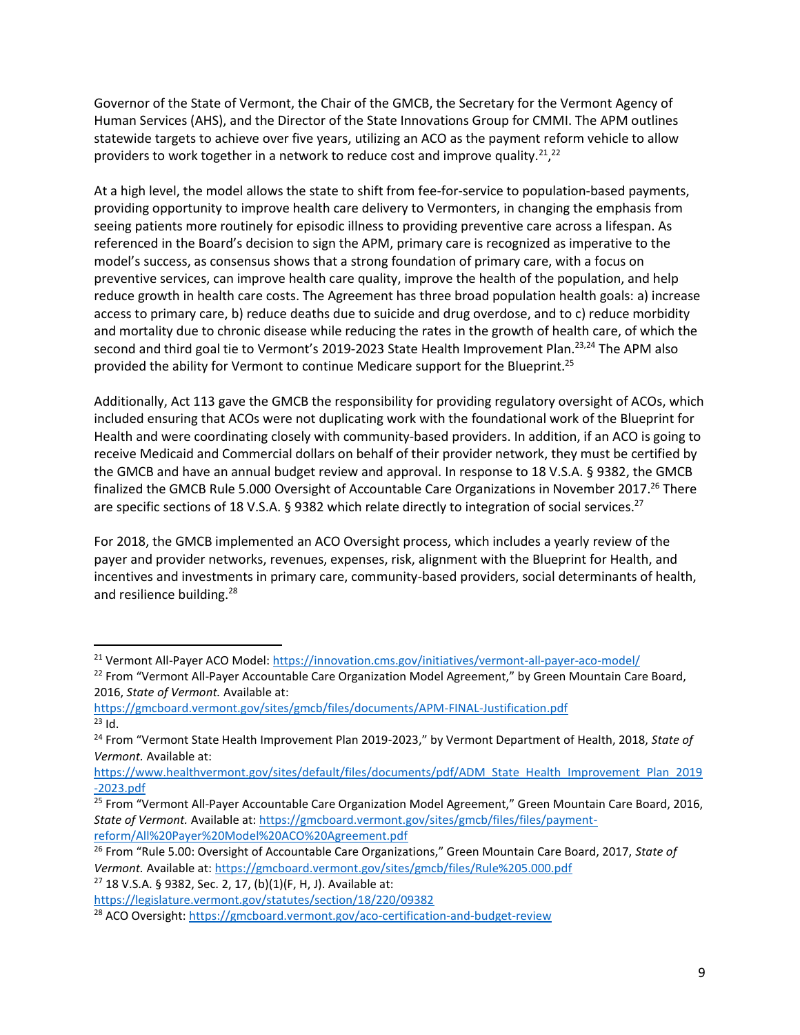Governor of the State of Vermont, the Chair of the GMCB, the Secretary for the Vermont Agency of Human Services (AHS), and the Director of the State Innovations Group for CMMI. The APM outlines statewide targets to achieve over five years, utilizing an ACO as the payment reform vehicle to allow providers to work together in a network to reduce cost and improve quality.[21],[22]

At a high level, the model allows the state to shift from fee-for-service to population-based payments, providing opportunity to improve health care delivery to Vermonters, in changing the emphasis from seeing patients more routinely for episodic illness to providing preventive care across a lifespan. As referenced in the Board's decision to sign the APM, primary care is recognized as imperative to the model's success, as consensus shows that a strong foundation of primary care, with a focus on preventive services, can improve health care quality, improve the health of the population, and help reduce growth in health care costs. The Agreement has three broad population health goals: a) increase access to primary care, b) reduce deaths due to suicide and drug overdose, and to c) reduce morbidity and mortality due to chronic disease while reducing the rates in the growth of health care, of which the second and third goal tie to Vermont's 2019-2023 State Health Improvement Plan.[23,24] The APM also provided the ability for Vermont to continue Medicare support for the Blueprint.[25]

Additionally, Act 113 gave the GMCB the responsibility for providing regulatory oversight of ACOs, which included ensuring that ACOs were not duplicating work with the foundational work of the Blueprint for Health and were coordinating closely with community-based providers. In addition, if an ACO is going to receive Medicaid and Commercial dollars on behalf of their provider network, they must be certified by the GMCB and have an annual budget review and approval. In response to 18 V.S.A. § 9382, the GMCB finalized the GMCB Rule 5.000 Oversight of Accountable Care Organizations in November 2017.[26] There are specific sections of 18 V.S.A. § 9382 which relate directly to integration of social services.[27]

For 2018, the GMCB implemented an ACO Oversight process, which includes a yearly review of the payer and provider networks, revenues, expenses, risk, alignment with the Blueprint for Health, and incentives and investments in primary care, community-based providers, social determinants of health, and resilience building.[28]

---

[21] Vermont All-Payer ACO Model: https://innovation.cms.gov/initiatives/vermont-all-payer-aco-model/

[22] From "Vermont All-Payer Accountable Care Organization Model Agreement," by Green Mountain Care Board, 2016, *State of Vermont.* Available at: https://gmcboard.vermont.gov/sites/gmcb/files/documents/APM-FINAL-Justification.pdf

[23] Id.

[24] From "Vermont State Health Improvement Plan 2019-2023," by Vermont Department of Health, 2018, *State of Vermont.* Available at: https://www.healthvermont.gov/sites/default/files/documents/pdf/ADM_State_Health_Improvement_Plan_2019-2023.pdf

[25] From "Vermont All-Payer Accountable Care Organization Model Agreement," Green Mountain Care Board, 2016, *State of Vermont.* Available at: https://gmcboard.vermont.gov/sites/gmcb/files/files/payment-reform/All%20Payer%20Model%20ACO%20Agreement.pdf

[26] From "Rule 5.00: Oversight of Accountable Care Organizations," Green Mountain Care Board, 2017, *State of Vermont.* Available at: https://gmcboard.vermont.gov/sites/gmcb/files/Rule%205.000.pdf

[27] 18 V.S.A. § 9382, Sec. 2, 17, (b)(1)(F, H, J). Available at: https://legislature.vermont.gov/statutes/section/18/220/09382

[28] ACO Oversight: https://gmcboard.vermont.gov/aco-certification-and-budget-review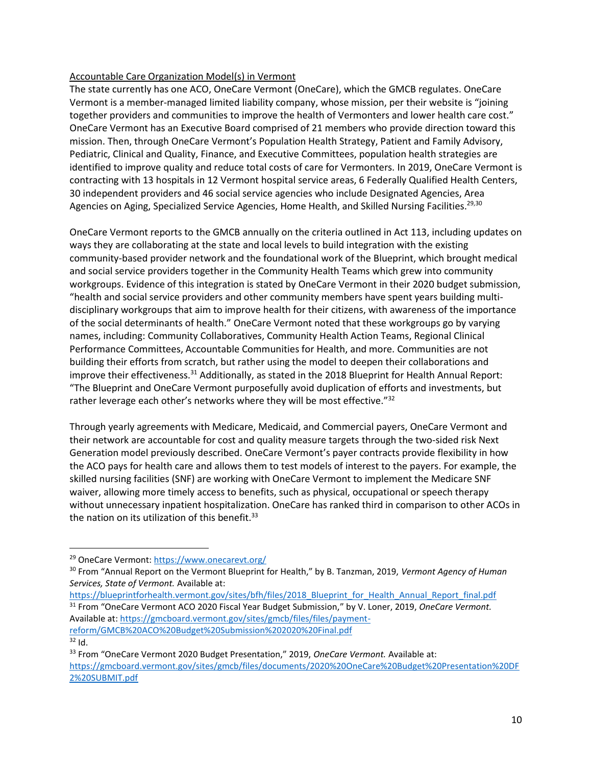Accountable Care Organization Model(s) in Vermont

The state currently has one ACO, OneCare Vermont (OneCare), which the GMCB regulates. OneCare Vermont is a member-managed limited liability company, whose mission, per their website is "joining together providers and communities to improve the health of Vermonters and lower health care cost." OneCare Vermont has an Executive Board comprised of 21 members who provide direction toward this mission. Then, through OneCare Vermont's Population Health Strategy, Patient and Family Advisory, Pediatric, Clinical and Quality, Finance, and Executive Committees, population health strategies are identified to improve quality and reduce total costs of care for Vermonters. In 2019, OneCare Vermont is contracting with 13 hospitals in 12 Vermont hospital service areas, 6 Federally Qualified Health Centers, 30 independent providers and 46 social service agencies who include Designated Agencies, Area Agencies on Aging, Specialized Service Agencies, Home Health, and Skilled Nursing Facilities.[29,30]

OneCare Vermont reports to the GMCB annually on the criteria outlined in Act 113, including updates on ways they are collaborating at the state and local levels to build integration with the existing community-based provider network and the foundational work of the Blueprint, which brought medical and social service providers together in the Community Health Teams which grew into community workgroups. Evidence of this integration is stated by OneCare Vermont in their 2020 budget submission, "health and social service providers and other community members have spent years building multi-disciplinary workgroups that aim to improve health for their citizens, with awareness of the importance of the social determinants of health." OneCare Vermont noted that these workgroups go by varying names, including: Community Collaboratives, Community Health Action Teams, Regional Clinical Performance Committees, Accountable Communities for Health, and more. Communities are not building their efforts from scratch, but rather using the model to deepen their collaborations and improve their effectiveness.[31] Additionally, as stated in the 2018 Blueprint for Health Annual Report: "The Blueprint and OneCare Vermont purposefully avoid duplication of efforts and investments, but rather leverage each other's networks where they will be most effective."[32]

Through yearly agreements with Medicare, Medicaid, and Commercial payers, OneCare Vermont and their network are accountable for cost and quality measure targets through the two-sided risk Next Generation model previously described. OneCare Vermont's payer contracts provide flexibility in how the ACO pays for health care and allows them to test models of interest to the payers. For example, the skilled nursing facilities (SNF) are working with OneCare Vermont to implement the Medicare SNF waiver, allowing more timely access to benefits, such as physical, occupational or speech therapy without unnecessary inpatient hospitalization. OneCare has ranked third in comparison to other ACOs in the nation on its utilization of this benefit.[33]

---

[29] OneCare Vermont: https://www.onecarevt.org/

[30] From "Annual Report on the Vermont Blueprint for Health," by B. Tanzman, 2019, *Vermont Agency of Human Services, State of Vermont.* Available at: https://blueprintforhealth.vermont.gov/sites/bfh/files/2018_Blueprint_for_Health_Annual_Report_final.pdf

[31] From "OneCare Vermont ACO 2020 Fiscal Year Budget Submission," by V. Loner, 2019, *OneCare Vermont.* Available at: https://gmcboard.vermont.gov/sites/gmcb/files/files/payment-reform/GMCB%20ACO%20Budget%20Submission%202020%20Final.pdf

[32] Id.

[33] From "OneCare Vermont 2020 Budget Presentation," 2019, *OneCare Vermont.* Available at: https://gmcboard.vermont.gov/sites/gmcb/files/documents/2020%20OneCare%20Budget%20Presentation%20DF2%20SUBMIT.pdf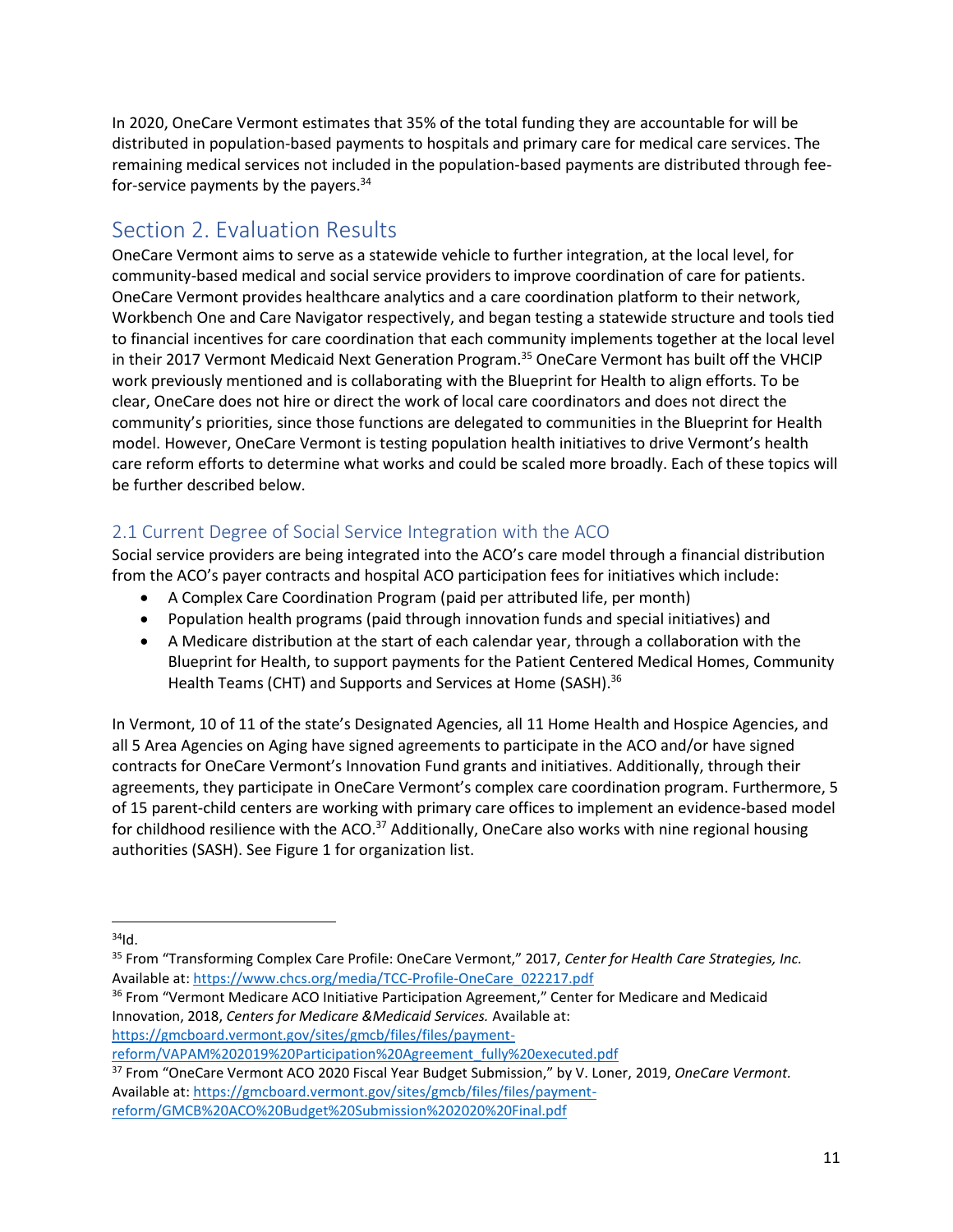In 2020, OneCare Vermont estimates that 35% of the total funding they are accountable for will be distributed in population-based payments to hospitals and primary care for medical care services. The remaining medical services not included in the population-based payments are distributed through fee-for-service payments by the payers.[34]

# Section 2. Evaluation Results

OneCare Vermont aims to serve as a statewide vehicle to further integration, at the local level, for community-based medical and social service providers to improve coordination of care for patients. OneCare Vermont provides healthcare analytics and a care coordination platform to their network, Workbench One and Care Navigator respectively, and began testing a statewide structure and tools tied to financial incentives for care coordination that each community implements together at the local level in their 2017 Vermont Medicaid Next Generation Program.[35] OneCare Vermont has built off the VHCIP work previously mentioned and is collaborating with the Blueprint for Health to align efforts. To be clear, OneCare does not hire or direct the work of local care coordinators and does not direct the community's priorities, since those functions are delegated to communities in the Blueprint for Health model. However, OneCare Vermont is testing population health initiatives to drive Vermont's health care reform efforts to determine what works and could be scaled more broadly. Each of these topics will be further described below.

## 2.1 Current Degree of Social Service Integration with the ACO

Social service providers are being integrated into the ACO's care model through a financial distribution from the ACO's payer contracts and hospital ACO participation fees for initiatives which include:

- A Complex Care Coordination Program (paid per attributed life, per month)
- Population health programs (paid through innovation funds and special initiatives) and
- A Medicare distribution at the start of each calendar year, through a collaboration with the Blueprint for Health, to support payments for the Patient Centered Medical Homes, Community Health Teams (CHT) and Supports and Services at Home (SASH).[36]

In Vermont, 10 of 11 of the state's Designated Agencies, all 11 Home Health and Hospice Agencies, and all 5 Area Agencies on Aging have signed agreements to participate in the ACO and/or have signed contracts for OneCare Vermont's Innovation Fund grants and initiatives. Additionally, through their agreements, they participate in OneCare Vermont's complex care coordination program. Furthermore, 5 of 15 parent-child centers are working with primary care offices to implement an evidence-based model for childhood resilience with the ACO.[37] Additionally, OneCare also works with nine regional housing authorities (SASH). See Figure 1 for organization list.

---

[34] Id.

[35] From "Transforming Complex Care Profile: OneCare Vermont," 2017, *Center for Health Care Strategies, Inc.* Available at: https://www.chcs.org/media/TCC-Profile-OneCare_022217.pdf

[36] From "Vermont Medicare ACO Initiative Participation Agreement," Center for Medicare and Medicaid Innovation, 2018, *Centers for Medicare &Medicaid Services.* Available at: https://gmcboard.vermont.gov/sites/gmcb/files/files/payment-reform/VAPAM%202019%20Participation%20Agreement_fully%20executed.pdf

[37] From "OneCare Vermont ACO 2020 Fiscal Year Budget Submission," by V. Loner, 2019, *OneCare Vermont.* Available at: https://gmcboard.vermont.gov/sites/gmcb/files/files/payment-reform/GMCB%20ACO%20Budget%20Submission%202020%20Final.pdf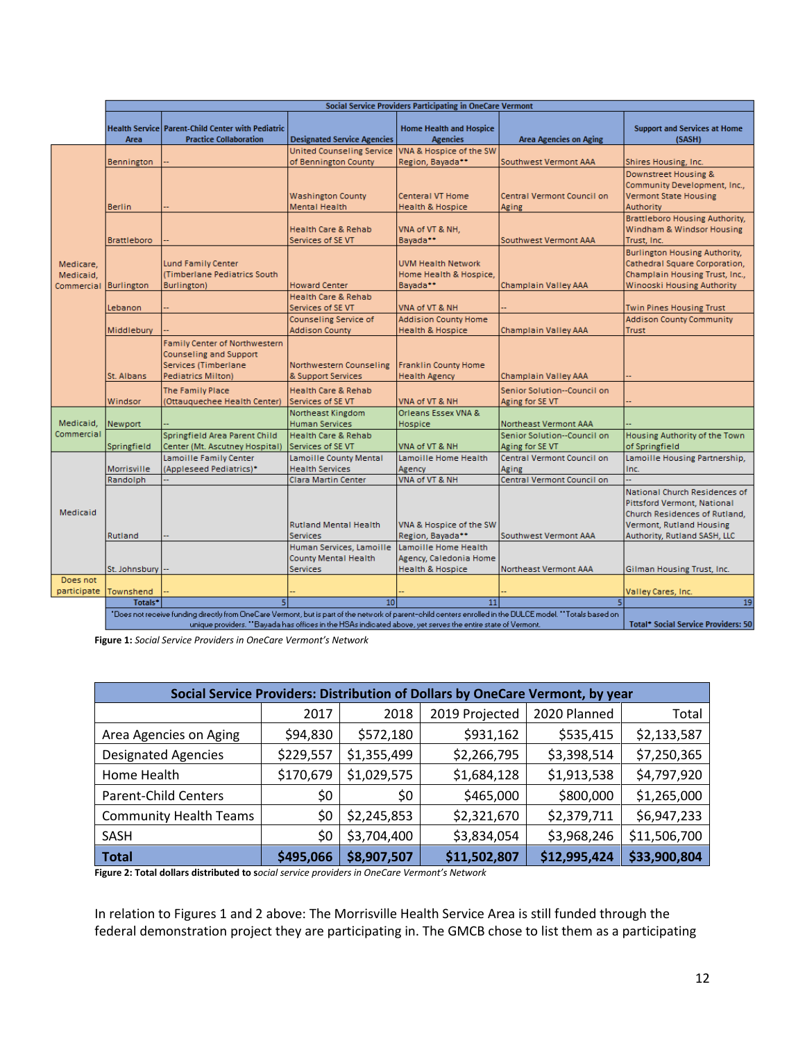| | Social Service Providers Participating in OneCare Vermont | | | | | |
|---|---|---|---|---|---|---|
| | **Health Service Area** | **Parent-Child Center with Pediatric Practice Collaboration** | **Designated Service Agencies** | **Home Health and Hospice Agencies** | **Area Agencies on Aging** | **Support and Services at Home (SASH)** |
| Medicare, Medicaid, Commercial | Bennington | -- | United Counseling Service of Bennington County | VNA & Hospice of the SW Region, Bayada** | Southwest Vermont AAA | Shires Housing, Inc. |
| | Berlin | -- | Washington County Mental Health | Centeral VT Home Health & Hospice | Central Vermont Council on Aging | Downstreet Housing & Community Development, Inc., Vermont State Housing Authority |
| | Brattleboro | -- | Health Care & Rehab Services of SE VT | VNA of VT & NH, Bayada** | Southwest Vermont AAA | Brattleboro Housing Authority, Windham & Windsor Housing Trust, Inc. |
| | Burlington | Lund Family Center (Timberlane Pediatrics South Burlington) | Howard Center | UVM Health Network Home Health & Hospice, Bayada** | Champlain Valley AAA | Burlington Housing Authority, Cathedral Square Corporation, Champlain Housing Trust, Inc., Winooski Housing Authority |
| | Lebanon | -- | Health Care & Rehab Services of SE VT | VNA of VT & NH | -- | Twin Pines Housing Trust |
| | Middlebury | -- | Counseling Service of Addison County | Addison County Home Health & Hospice | Champlain Valley AAA | Addison County Community Trust |
| | St. Albans | Family Center of Northwestern Counseling and Support Services (Timberlane Pediatrics Milton) | Northwestern Counseling & Support Services | Franklin County Home Health Agency | Champlain Valley AAA | -- |
| | Windsor | The Family Place (Ottauquechee Health Center) | Health Care & Rehab Services of SE VT | VNA of VT & NH | Senior Solution--Council on Aging for SE VT | -- |
| Medicaid, Commercial | Newport | -- | Northeast Kingdom Human Services | Orleans Essex VNA & Hospice | Northeast Vermont AAA | -- |
| | Springfield | Springfield Area Parent Child Center (Mt. Ascutney Hospital) | Health Care & Rehab Services of SE VT | VNA of VT & NH | Senior Solution--Council on Aging for SE VT | Housing Authority of the Town of Springfield |
| Medicaid | Morrisville | Lamoille Family Center (Appleseed Pediatrics)* | Lamoille County Mental Health Services | Lamoille Home Health Agency | Central Vermont Council on Aging | Lamoille Housing Partnership, Inc. |
| | Randolph | -- | Clara Martin Center | VNA of VT & NH | Central Vermont Council on | -- |
| | Rutland | -- | Rutland Mental Health Services | VNA & Hospice of the SW Region, Bayada** | Southwest Vermont AAA | National Church Residences of Pittsford Vermont, National Church Residences of Rutland, Vermont, Rutland Housing Authority, Rutland SASH, LLC |
| | St. Johnsbury | -- | Human Services, Lamoille County Mental Health Services | Lamoille Home Health Agency, Caledonia Home Health & Hospice | Northeast Vermont AAA | Gilman Housing Trust, Inc. |
| Does not participate | Townshend | -- | -- | -- | -- | Valley Cares, Inc. |
| | **Totals*** | 5 | 10 | 11 | 5 | 19 |
| | *Does not receive funding directly from OneCare Vermont, but is part of the network of parent-child centers enrolled in the DULCE model. **Totals based on unique providers. **Bayada has offices in the HSAs indicated above, yet serves the entire state of Vermont. | | | | | **Total* Social Service Providers: 50** |

**Figure 1:** *Social Service Providers in OneCare Vermont's Network*

| Social Service Providers: Distribution of Dollars by OneCare Vermont, by year | | | | | |
|---|---|---|---|---|---|
| | 2017 | 2018 | 2019 Projected | 2020 Planned | Total |
| Area Agencies on Aging | $94,830 | $572,180 | $931,162 | $535,415 | $2,133,587 |
| Designated Agencies | $229,557 | $1,355,499 | $2,266,795 | $3,398,514 | $7,250,365 |
| Home Health | $170,679 | $1,029,575 | $1,684,128 | $1,913,538 | $4,797,920 |
| Parent-Child Centers | $0 | $0 | $465,000 | $800,000 | $1,265,000 |
| Community Health Teams | $0 | $2,245,853 | $2,321,670 | $2,379,711 | $6,947,233 |
| SASH | $0 | $3,704,400 | $3,834,054 | $3,968,246 | $11,506,700 |
| **Total** | **$495,066** | **$8,907,507** | **$11,502,807** | **$12,995,424** | **$33,900,804** |

**Figure 2: Total dollars distributed to s***ocial service providers in OneCare Vermont's Network*

In relation to Figures 1 and 2 above: The Morrisville Health Service Area is still funded through the federal demonstration project they are participating in. The GMCB chose to list them as a participating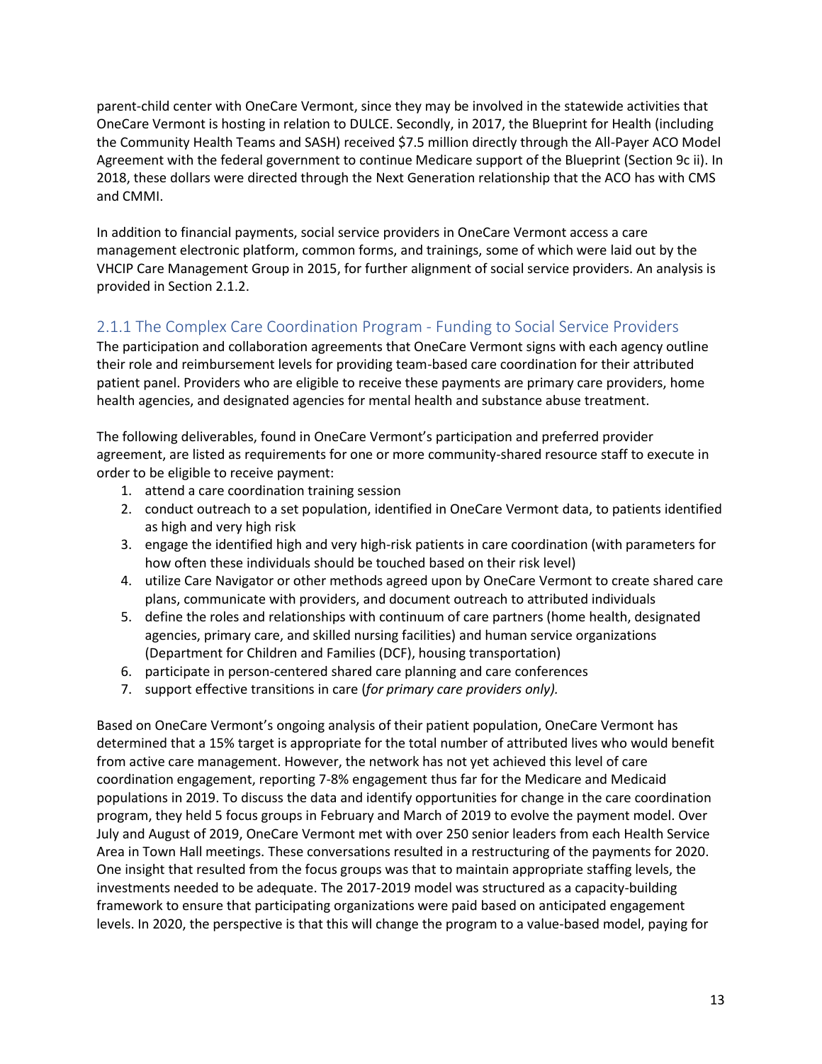parent-child center with OneCare Vermont, since they may be involved in the statewide activities that OneCare Vermont is hosting in relation to DULCE. Secondly, in 2017, the Blueprint for Health (including the Community Health Teams and SASH) received $7.5 million directly through the All-Payer ACO Model Agreement with the federal government to continue Medicare support of the Blueprint (Section 9c ii). In 2018, these dollars were directed through the Next Generation relationship that the ACO has with CMS and CMMI.

In addition to financial payments, social service providers in OneCare Vermont access a care management electronic platform, common forms, and trainings, some of which were laid out by the VHCIP Care Management Group in 2015, for further alignment of social service providers. An analysis is provided in Section 2.1.2.

## 2.1.1 The Complex Care Coordination Program - Funding to Social Service Providers

The participation and collaboration agreements that OneCare Vermont signs with each agency outline their role and reimbursement levels for providing team-based care coordination for their attributed patient panel. Providers who are eligible to receive these payments are primary care providers, home health agencies, and designated agencies for mental health and substance abuse treatment.

The following deliverables, found in OneCare Vermont's participation and preferred provider agreement, are listed as requirements for one or more community-shared resource staff to execute in order to be eligible to receive payment:

1. attend a care coordination training session
2. conduct outreach to a set population, identified in OneCare Vermont data, to patients identified as high and very high risk
3. engage the identified high and very high-risk patients in care coordination (with parameters for how often these individuals should be touched based on their risk level)
4. utilize Care Navigator or other methods agreed upon by OneCare Vermont to create shared care plans, communicate with providers, and document outreach to attributed individuals
5. define the roles and relationships with continuum of care partners (home health, designated agencies, primary care, and skilled nursing facilities) and human service organizations (Department for Children and Families (DCF), housing transportation)
6. participate in person-centered shared care planning and care conferences
7. support effective transitions in care (*for primary care providers only).*

Based on OneCare Vermont's ongoing analysis of their patient population, OneCare Vermont has determined that a 15% target is appropriate for the total number of attributed lives who would benefit from active care management. However, the network has not yet achieved this level of care coordination engagement, reporting 7-8% engagement thus far for the Medicare and Medicaid populations in 2019. To discuss the data and identify opportunities for change in the care coordination program, they held 5 focus groups in February and March of 2019 to evolve the payment model. Over July and August of 2019, OneCare Vermont met with over 250 senior leaders from each Health Service Area in Town Hall meetings. These conversations resulted in a restructuring of the payments for 2020. One insight that resulted from the focus groups was that to maintain appropriate staffing levels, the investments needed to be adequate. The 2017-2019 model was structured as a capacity-building framework to ensure that participating organizations were paid based on anticipated engagement levels. In 2020, the perspective is that this will change the program to a value-based model, paying for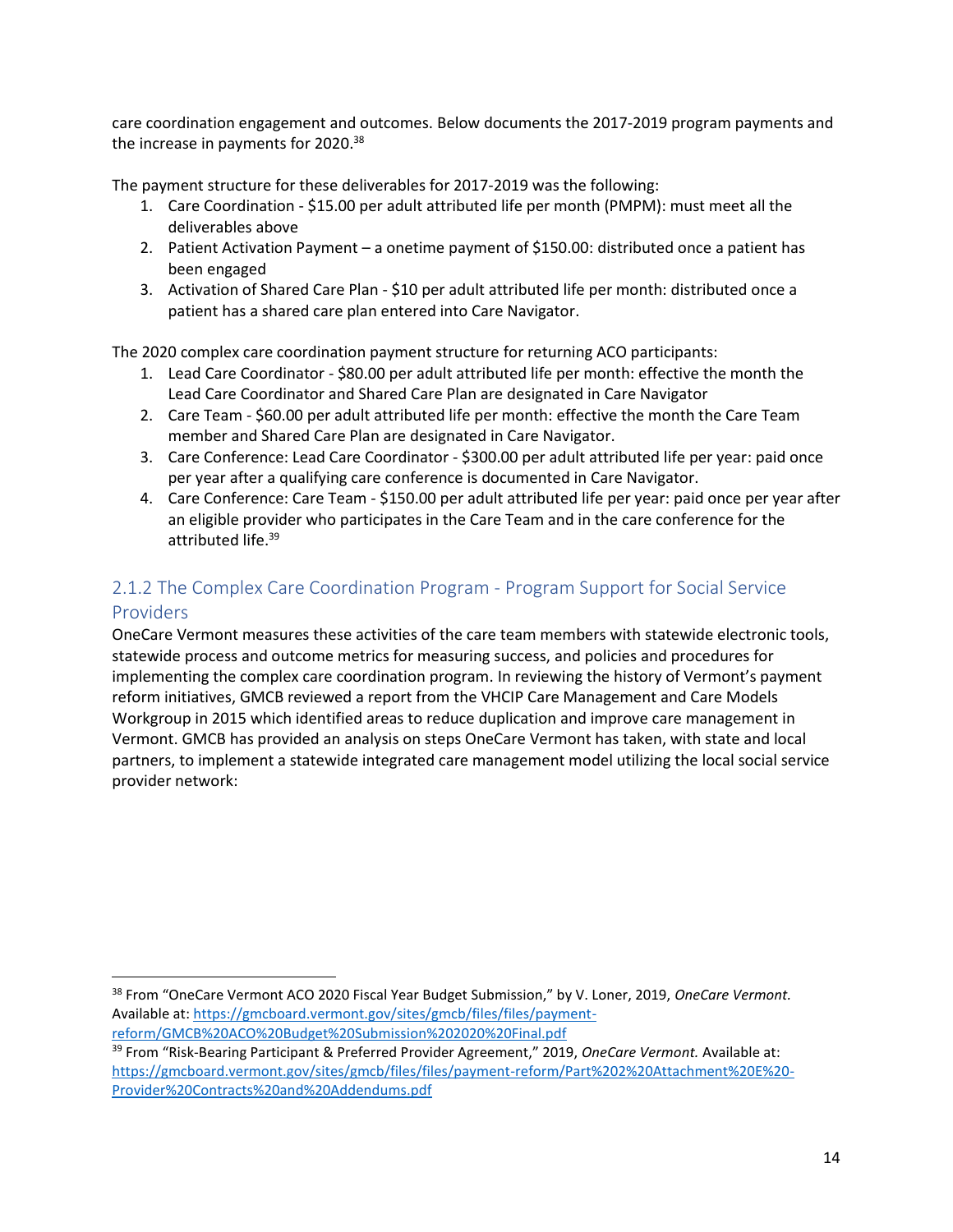care coordination engagement and outcomes. Below documents the 2017-2019 program payments and the increase in payments for 2020.[38]

The payment structure for these deliverables for 2017-2019 was the following:

1. Care Coordination - $15.00 per adult attributed life per month (PMPM): must meet all the deliverables above
2. Patient Activation Payment – a onetime payment of $150.00: distributed once a patient has been engaged
3. Activation of Shared Care Plan - $10 per adult attributed life per month: distributed once a patient has a shared care plan entered into Care Navigator.

The 2020 complex care coordination payment structure for returning ACO participants:

1. Lead Care Coordinator - $80.00 per adult attributed life per month: effective the month the Lead Care Coordinator and Shared Care Plan are designated in Care Navigator
2. Care Team - $60.00 per adult attributed life per month: effective the month the Care Team member and Shared Care Plan are designated in Care Navigator.
3. Care Conference: Lead Care Coordinator - $300.00 per adult attributed life per year: paid once per year after a qualifying care conference is documented in Care Navigator.
4. Care Conference: Care Team - $150.00 per adult attributed life per year: paid once per year after an eligible provider who participates in the Care Team and in the care conference for the attributed life.[39]

### 2.1.2 The Complex Care Coordination Program - Program Support for Social Service Providers

OneCare Vermont measures these activities of the care team members with statewide electronic tools, statewide process and outcome metrics for measuring success, and policies and procedures for implementing the complex care coordination program. In reviewing the history of Vermont's payment reform initiatives, GMCB reviewed a report from the VHCIP Care Management and Care Models Workgroup in 2015 which identified areas to reduce duplication and improve care management in Vermont. GMCB has provided an analysis on steps OneCare Vermont has taken, with state and local partners, to implement a statewide integrated care management model utilizing the local social service provider network:

---

[38] From "OneCare Vermont ACO 2020 Fiscal Year Budget Submission," by V. Loner, 2019, *OneCare Vermont.* Available at: https://gmcboard.vermont.gov/sites/gmcb/files/files/payment-reform/GMCB%20ACO%20Budget%20Submission%202020%20Final.pdf

[39] From "Risk-Bearing Participant & Preferred Provider Agreement," 2019, *OneCare Vermont.* Available at: https://gmcboard.vermont.gov/sites/gmcb/files/files/payment-reform/Part%202%20Attachment%20E%20-Provider%20Contracts%20and%20Addendums.pdf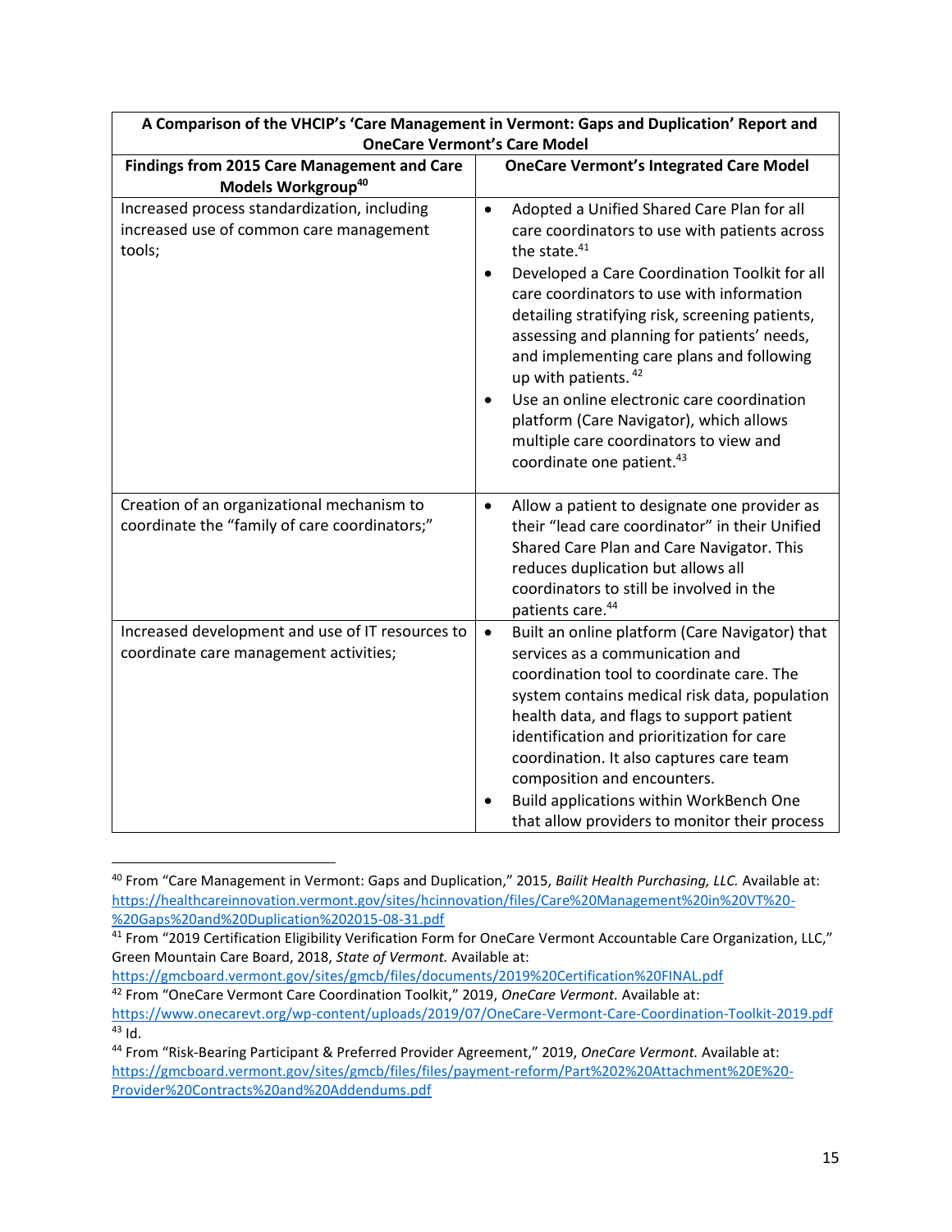| A Comparison of the VHCIP's 'Care Management in Vermont: Gaps and Duplication' Report and OneCare Vermont's Care Model | |
|---|---|
| **Findings from 2015 Care Management and Care Models Workgroup**[40] | **OneCare Vermont's Integrated Care Model** |
| Increased process standardization, including increased use of common care management tools; | • Adopted a Unified Shared Care Plan for all care coordinators to use with patients across the state.[41]<br>• Developed a Care Coordination Toolkit for all care coordinators to use with information detailing stratifying risk, screening patients, assessing and planning for patients' needs, and implementing care plans and following up with patients.[42]<br>• Use an online electronic care coordination platform (Care Navigator), which allows multiple care coordinators to view and coordinate one patient.[43] |
| Creation of an organizational mechanism to coordinate the "family of care coordinators;" | • Allow a patient to designate one provider as their "lead care coordinator" in their Unified Shared Care Plan and Care Navigator. This reduces duplication but allows all coordinators to still be involved in the patients care.[44] |
| Increased development and use of IT resources to coordinate care management activities; | • Built an online platform (Care Navigator) that services as a communication and coordination tool to coordinate care. The system contains medical risk data, population health data, and flags to support patient identification and prioritization for care coordination. It also captures care team composition and encounters.<br>• Build applications within WorkBench One that allow providers to monitor their process |

[40] From "Care Management in Vermont: Gaps and Duplication," 2015, *Bailit Health Purchasing, LLC.* Available at: https://healthcareinnovation.vermont.gov/sites/hcinnovation/files/Care%20Management%20in%20VT%20-%20Gaps%20and%20Duplication%202015-08-31.pdf

[41] From "2019 Certification Eligibility Verification Form for OneCare Vermont Accountable Care Organization, LLC," Green Mountain Care Board, 2018, *State of Vermont.* Available at: https://gmcboard.vermont.gov/sites/gmcb/files/documents/2019%20Certification%20FINAL.pdf

[42] From "OneCare Vermont Care Coordination Toolkit," 2019, *OneCare Vermont.* Available at: https://www.onecarevt.org/wp-content/uploads/2019/07/OneCare-Vermont-Care-Coordination-Toolkit-2019.pdf

[43] Id.

[44] From "Risk-Bearing Participant & Preferred Provider Agreement," 2019, *OneCare Vermont.* Available at: https://gmcboard.vermont.gov/sites/gmcb/files/files/payment-reform/Part%202%20Attachment%20E%20-Provider%20Contracts%20and%20Addendums.pdf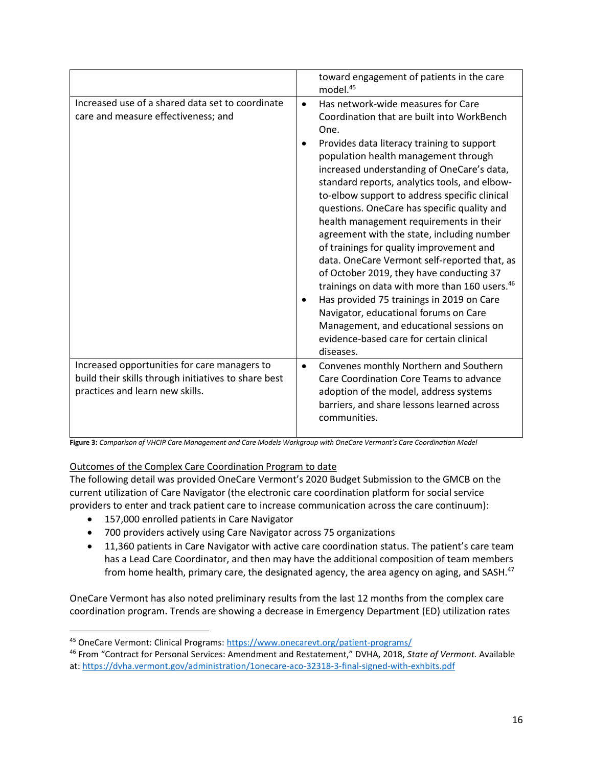| | |
|---|---|
| | toward engagement of patients in the care model.[45] |
| Increased use of a shared data set to coordinate care and measure effectiveness; and | • Has network-wide measures for Care Coordination that are built into WorkBench One.<br>• Provides data literacy training to support population health management through increased understanding of OneCare's data, standard reports, analytics tools, and elbow-to-elbow support to address specific clinical questions. OneCare has specific quality and health management requirements in their agreement with the state, including number of trainings for quality improvement and data. OneCare Vermont self-reported that, as of October 2019, they have conducting 37 trainings on data with more than 160 users.[46]<br>• Has provided 75 trainings in 2019 on Care Navigator, educational forums on Care Management, and educational sessions on evidence-based care for certain clinical diseases. |
| Increased opportunities for care managers to build their skills through initiatives to share best practices and learn new skills. | • Convenes monthly Northern and Southern Care Coordination Core Teams to advance adoption of the model, address systems barriers, and share lessons learned across communities. |

**Figure 3:** *Comparison of VHCIP Care Management and Care Models Workgroup with OneCare Vermont's Care Coordination Model*

Outcomes of the Complex Care Coordination Program to date

The following detail was provided OneCare Vermont's 2020 Budget Submission to the GMCB on the current utilization of Care Navigator (the electronic care coordination platform for social service providers to enter and track patient care to increase communication across the care continuum):

- 157,000 enrolled patients in Care Navigator
- 700 providers actively using Care Navigator across 75 organizations
- 11,360 patients in Care Navigator with active care coordination status. The patient's care team has a Lead Care Coordinator, and then may have the additional composition of team members from home health, primary care, the designated agency, the area agency on aging, and SASH.[47]

OneCare Vermont has also noted preliminary results from the last 12 months from the complex care coordination program. Trends are showing a decrease in Emergency Department (ED) utilization rates

[45] OneCare Vermont: Clinical Programs: https://www.onecarevt.org/patient-programs/

[46] From "Contract for Personal Services: Amendment and Restatement," DVHA, 2018, *State of Vermont.* Available at: https://dvha.vermont.gov/administration/1onecare-aco-32318-3-final-signed-with-exhbits.pdf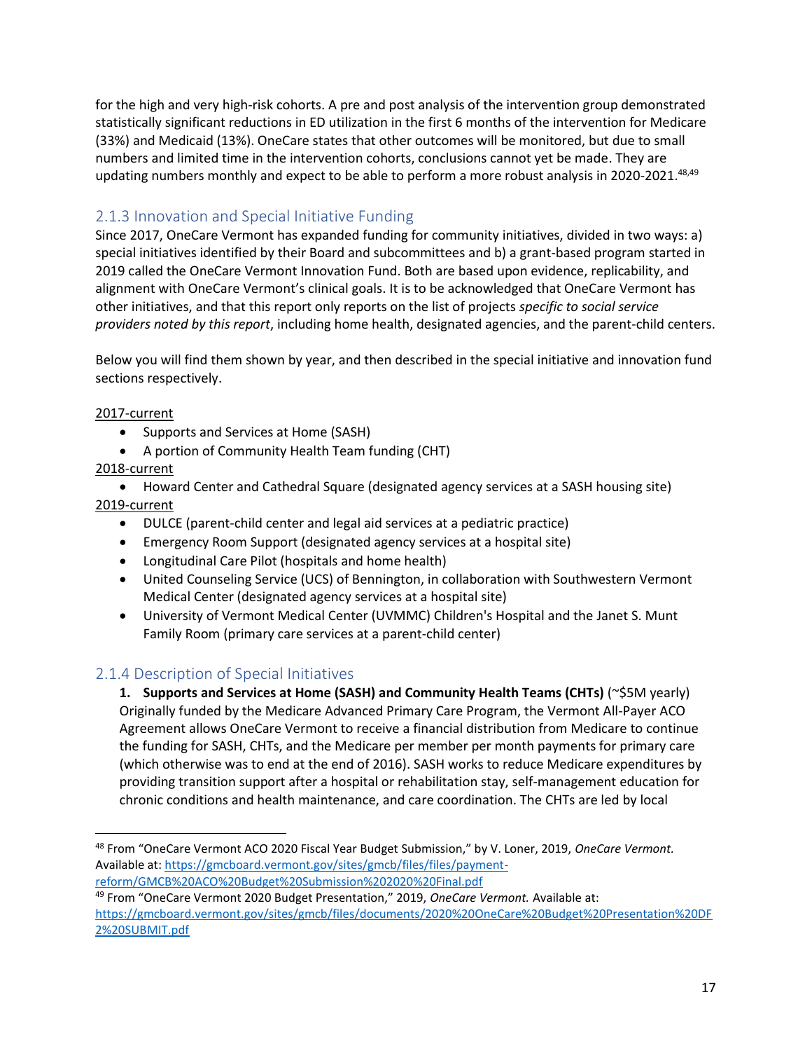for the high and very high-risk cohorts. A pre and post analysis of the intervention group demonstrated statistically significant reductions in ED utilization in the first 6 months of the intervention for Medicare (33%) and Medicaid (13%). OneCare states that other outcomes will be monitored, but due to small numbers and limited time in the intervention cohorts, conclusions cannot yet be made. They are updating numbers monthly and expect to be able to perform a more robust analysis in 2020-2021.[48,49]

### 2.1.3 Innovation and Special Initiative Funding

Since 2017, OneCare Vermont has expanded funding for community initiatives, divided in two ways: a) special initiatives identified by their Board and subcommittees and b) a grant-based program started in 2019 called the OneCare Vermont Innovation Fund. Both are based upon evidence, replicability, and alignment with OneCare Vermont's clinical goals. It is to be acknowledged that OneCare Vermont has other initiatives, and that this report only reports on the list of projects *specific to social service providers noted by this report*, including home health, designated agencies, and the parent-child centers.

Below you will find them shown by year, and then described in the special initiative and innovation fund sections respectively.

<u>2017-current</u>

- Supports and Services at Home (SASH)
- A portion of Community Health Team funding (CHT)

<u>2018-current</u>

- Howard Center and Cathedral Square (designated agency services at a SASH housing site)

<u>2019-current</u>

- DULCE (parent-child center and legal aid services at a pediatric practice)
- Emergency Room Support (designated agency services at a hospital site)
- Longitudinal Care Pilot (hospitals and home health)
- United Counseling Service (UCS) of Bennington, in collaboration with Southwestern Vermont Medical Center (designated agency services at a hospital site)
- University of Vermont Medical Center (UVMMC) Children's Hospital and the Janet S. Munt Family Room (primary care services at a parent-child center)

### 2.1.4 Description of Special Initiatives

1. **Supports and Services at Home (SASH) and Community Health Teams (CHTs)** (~$5M yearly) Originally funded by the Medicare Advanced Primary Care Program, the Vermont All-Payer ACO Agreement allows OneCare Vermont to receive a financial distribution from Medicare to continue the funding for SASH, CHTs, and the Medicare per member per month payments for primary care (which otherwise was to end at the end of 2016). SASH works to reduce Medicare expenditures by providing transition support after a hospital or rehabilitation stay, self-management education for chronic conditions and health maintenance, and care coordination. The CHTs are led by local

---

[48] From "OneCare Vermont ACO 2020 Fiscal Year Budget Submission," by V. Loner, 2019, *OneCare Vermont.* Available at: https://gmcboard.vermont.gov/sites/gmcb/files/files/payment-reform/GMCB%20ACO%20Budget%20Submission%202020%20Final.pdf

[49] From "OneCare Vermont 2020 Budget Presentation," 2019, *OneCare Vermont.* Available at: https://gmcboard.vermont.gov/sites/gmcb/files/documents/2020%20OneCare%20Budget%20Presentation%20DF2%20SUBMIT.pdf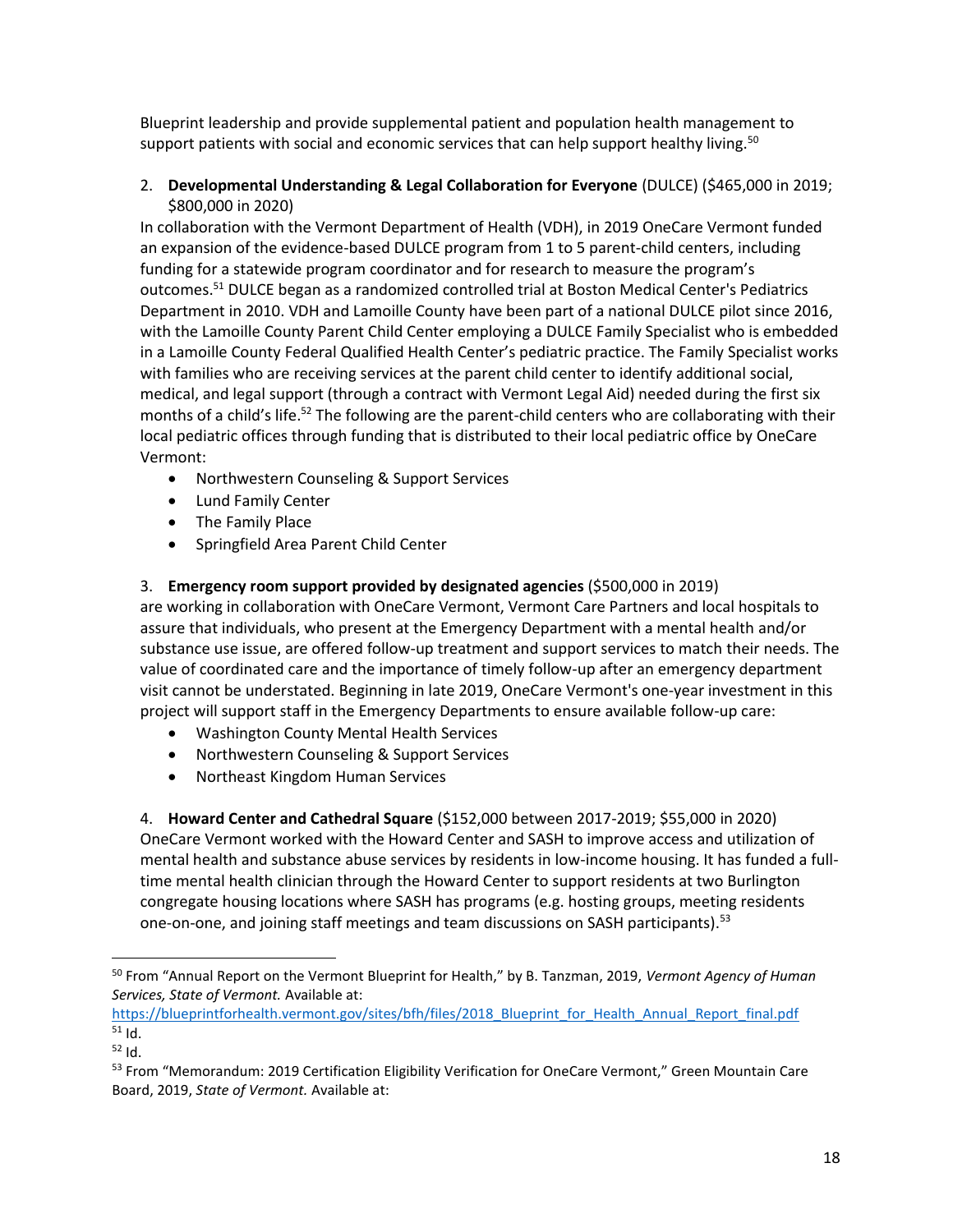Blueprint leadership and provide supplemental patient and population health management to support patients with social and economic services that can help support healthy living.[50]

2. **Developmental Understanding & Legal Collaboration for Everyone** (DULCE) ($465,000 in 2019; $800,000 in 2020)
In collaboration with the Vermont Department of Health (VDH), in 2019 OneCare Vermont funded an expansion of the evidence-based DULCE program from 1 to 5 parent-child centers, including funding for a statewide program coordinator and for research to measure the program's outcomes.[51] DULCE began as a randomized controlled trial at Boston Medical Center's Pediatrics Department in 2010. VDH and Lamoille County have been part of a national DULCE pilot since 2016, with the Lamoille County Parent Child Center employing a DULCE Family Specialist who is embedded in a Lamoille County Federal Qualified Health Center's pediatric practice. The Family Specialist works with families who are receiving services at the parent child center to identify additional social, medical, and legal support (through a contract with Vermont Legal Aid) needed during the first six months of a child's life.[52] The following are the parent-child centers who are collaborating with their local pediatric offices through funding that is distributed to their local pediatric office by OneCare Vermont:
   - Northwestern Counseling & Support Services
   - Lund Family Center
   - The Family Place
   - Springfield Area Parent Child Center

3. **Emergency room support provided by designated agencies** ($500,000 in 2019)
are working in collaboration with OneCare Vermont, Vermont Care Partners and local hospitals to assure that individuals, who present at the Emergency Department with a mental health and/or substance use issue, are offered follow-up treatment and support services to match their needs. The value of coordinated care and the importance of timely follow-up after an emergency department visit cannot be understated. Beginning in late 2019, OneCare Vermont's one-year investment in this project will support staff in the Emergency Departments to ensure available follow-up care:
   - Washington County Mental Health Services
   - Northwestern Counseling & Support Services
   - Northeast Kingdom Human Services

4. **Howard Center and Cathedral Square** ($152,000 between 2017-2019; $55,000 in 2020)
OneCare Vermont worked with the Howard Center and SASH to improve access and utilization of mental health and substance abuse services by residents in low-income housing. It has funded a full-time mental health clinician through the Howard Center to support residents at two Burlington congregate housing locations where SASH has programs (e.g. hosting groups, meeting residents one-on-one, and joining staff meetings and team discussions on SASH participants).[53]

---

[50] From "Annual Report on the Vermont Blueprint for Health," by B. Tanzman, 2019, *Vermont Agency of Human Services, State of Vermont.* Available at: https://blueprintforhealth.vermont.gov/sites/bfh/files/2018_Blueprint_for_Health_Annual_Report_final.pdf

[51] Id.

[52] Id.

[53] From "Memorandum: 2019 Certification Eligibility Verification for OneCare Vermont," Green Mountain Care Board, 2019, *State of Vermont.* Available at: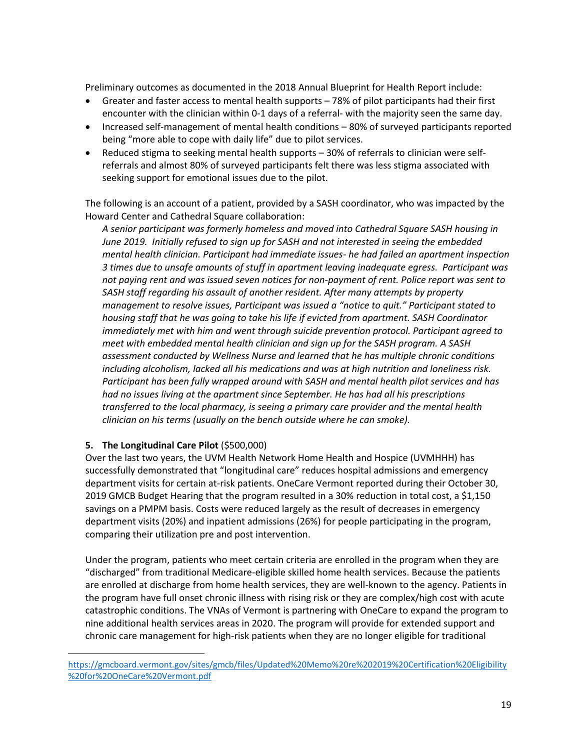Preliminary outcomes as documented in the 2018 Annual Blueprint for Health Report include:

- Greater and faster access to mental health supports – 78% of pilot participants had their first encounter with the clinician within 0-1 days of a referral- with the majority seen the same day.
- Increased self-management of mental health conditions – 80% of surveyed participants reported being "more able to cope with daily life" due to pilot services.
- Reduced stigma to seeking mental health supports – 30% of referrals to clinician were self-referrals and almost 80% of surveyed participants felt there was less stigma associated with seeking support for emotional issues due to the pilot.

The following is an account of a patient, provided by a SASH coordinator, who was impacted by the Howard Center and Cathedral Square collaboration:

> *A senior participant was formerly homeless and moved into Cathedral Square SASH housing in June 2019. Initially refused to sign up for SASH and not interested in seeing the embedded mental health clinician. Participant had immediate issues- he had failed an apartment inspection 3 times due to unsafe amounts of stuff in apartment leaving inadequate egress. Participant was not paying rent and was issued seven notices for non-payment of rent. Police report was sent to SASH staff regarding his assault of another resident. After many attempts by property management to resolve issues, Participant was issued a "notice to quit." Participant stated to housing staff that he was going to take his life if evicted from apartment. SASH Coordinator immediately met with him and went through suicide prevention protocol. Participant agreed to meet with embedded mental health clinician and sign up for the SASH program. A SASH assessment conducted by Wellness Nurse and learned that he has multiple chronic conditions including alcoholism, lacked all his medications and was at high nutrition and loneliness risk. Participant has been fully wrapped around with SASH and mental health pilot services and has had no issues living at the apartment since September. He has had all his prescriptions transferred to the local pharmacy, is seeing a primary care provider and the mental health clinician on his terms (usually on the bench outside where he can smoke).*

**5. The Longitudinal Care Pilot** ($500,000)

Over the last two years, the UVM Health Network Home Health and Hospice (UVMHHH) has successfully demonstrated that "longitudinal care" reduces hospital admissions and emergency department visits for certain at-risk patients. OneCare Vermont reported during their October 30, 2019 GMCB Budget Hearing that the program resulted in a 30% reduction in total cost, a $1,150 savings on a PMPM basis. Costs were reduced largely as the result of decreases in emergency department visits (20%) and inpatient admissions (26%) for people participating in the program, comparing their utilization pre and post intervention.

Under the program, patients who meet certain criteria are enrolled in the program when they are "discharged" from traditional Medicare-eligible skilled home health services. Because the patients are enrolled at discharge from home health services, they are well-known to the agency. Patients in the program have full onset chronic illness with rising risk or they are complex/high cost with acute catastrophic conditions. The VNAs of Vermont is partnering with OneCare to expand the program to nine additional health services areas in 2020. The program will provide for extended support and chronic care management for high-risk patients when they are no longer eligible for traditional

---

https://gmcboard.vermont.gov/sites/gmcb/files/Updated%20Memo%20re%202019%20Certification%20Eligibility%20for%20OneCare%20Vermont.pdf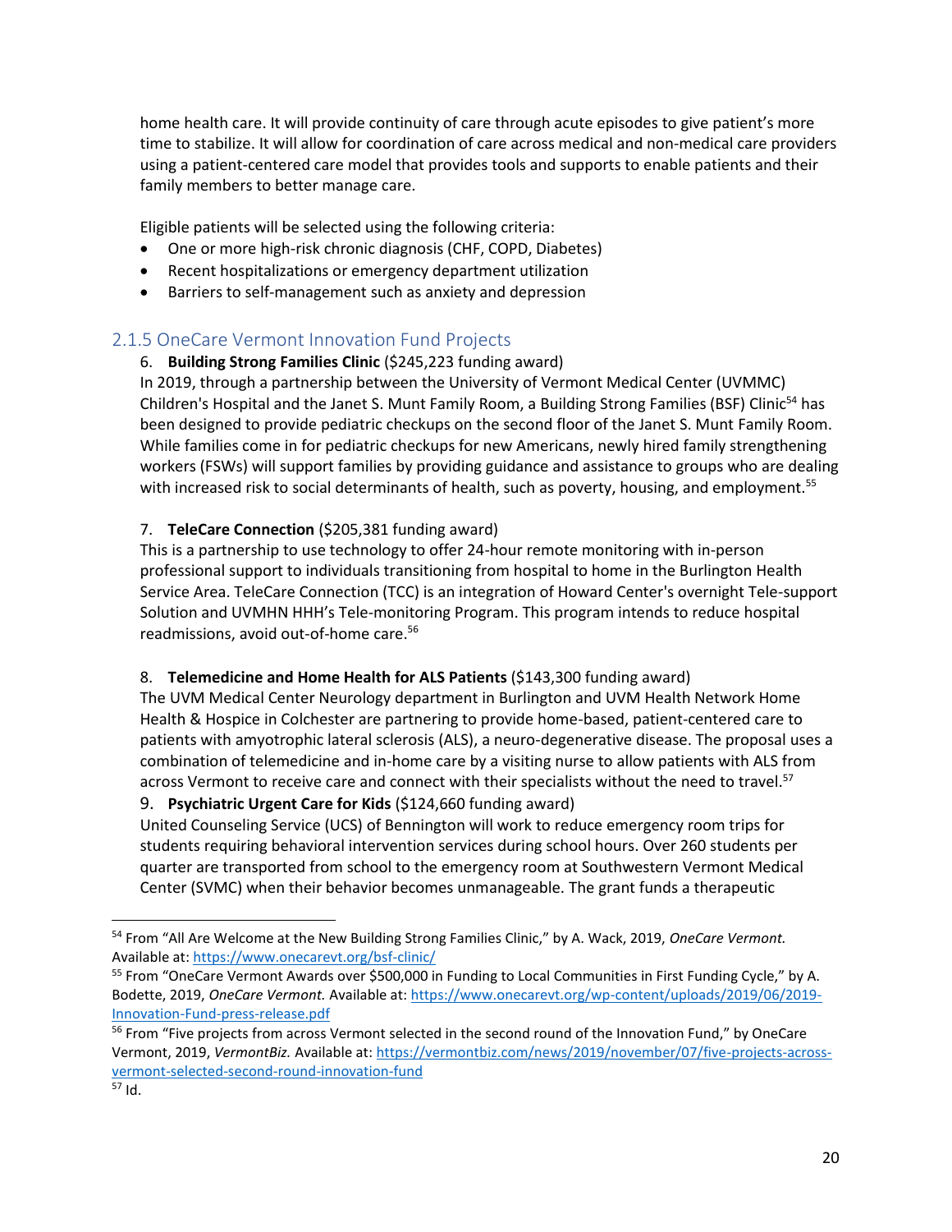home health care. It will provide continuity of care through acute episodes to give patient's more time to stabilize. It will allow for coordination of care across medical and non-medical care providers using a patient-centered care model that provides tools and supports to enable patients and their family members to better manage care.

Eligible patients will be selected using the following criteria:

- One or more high-risk chronic diagnosis (CHF, COPD, Diabetes)
- Recent hospitalizations or emergency department utilization
- Barriers to self-management such as anxiety and depression

### 2.1.5 OneCare Vermont Innovation Fund Projects

6. **Building Strong Families Clinic** ($245,223 funding award)

In 2019, through a partnership between the University of Vermont Medical Center (UVMMC) Children's Hospital and the Janet S. Munt Family Room, a Building Strong Families (BSF) Clinic[54] has been designed to provide pediatric checkups on the second floor of the Janet S. Munt Family Room. While families come in for pediatric checkups for new Americans, newly hired family strengthening workers (FSWs) will support families by providing guidance and assistance to groups who are dealing with increased risk to social determinants of health, such as poverty, housing, and employment.[55]

7. **TeleCare Connection** ($205,381 funding award)

This is a partnership to use technology to offer 24-hour remote monitoring with in-person professional support to individuals transitioning from hospital to home in the Burlington Health Service Area. TeleCare Connection (TCC) is an integration of Howard Center's overnight Tele-support Solution and UVMHN HHH's Tele-monitoring Program. This program intends to reduce hospital readmissions, avoid out-of-home care.[56]

8. **Telemedicine and Home Health for ALS Patients** ($143,300 funding award)

The UVM Medical Center Neurology department in Burlington and UVM Health Network Home Health & Hospice in Colchester are partnering to provide home-based, patient-centered care to patients with amyotrophic lateral sclerosis (ALS), a neuro-degenerative disease. The proposal uses a combination of telemedicine and in-home care by a visiting nurse to allow patients with ALS from across Vermont to receive care and connect with their specialists without the need to travel.[57]

9. **Psychiatric Urgent Care for Kids** ($124,660 funding award)

United Counseling Service (UCS) of Bennington will work to reduce emergency room trips for students requiring behavioral intervention services during school hours. Over 260 students per quarter are transported from school to the emergency room at Southwestern Vermont Medical Center (SVMC) when their behavior becomes unmanageable. The grant funds a therapeutic

---

[54] From "All Are Welcome at the New Building Strong Families Clinic," by A. Wack, 2019, *OneCare Vermont.* Available at: https://www.onecarevt.org/bsf-clinic/

[55] From "OneCare Vermont Awards over $500,000 in Funding to Local Communities in First Funding Cycle," by A. Bodette, 2019, *OneCare Vermont.* Available at: https://www.onecarevt.org/wp-content/uploads/2019/06/2019-Innovation-Fund-press-release.pdf

[56] From "Five projects from across Vermont selected in the second round of the Innovation Fund," by OneCare Vermont, 2019, *VermontBiz.* Available at: https://vermontbiz.com/news/2019/november/07/five-projects-across-vermont-selected-second-round-innovation-fund

[57] Id.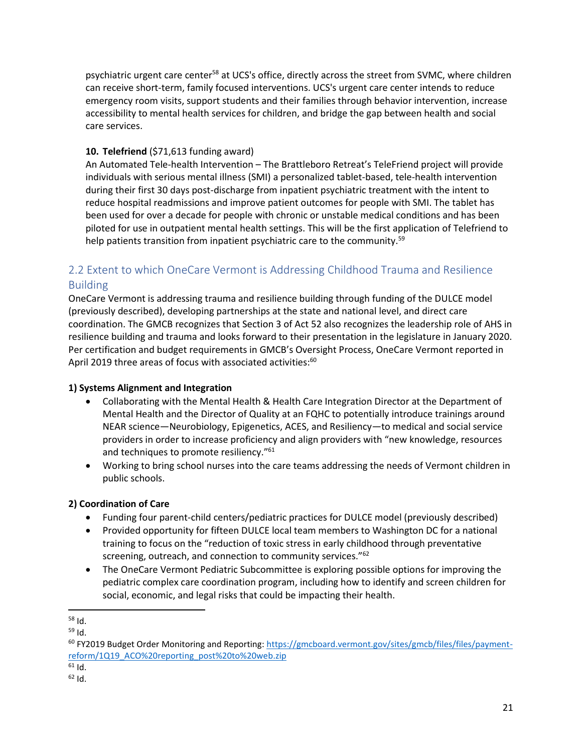psychiatric urgent care center[58] at UCS's office, directly across the street from SVMC, where children can receive short-term, family focused interventions. UCS's urgent care center intends to reduce emergency room visits, support students and their families through behavior intervention, increase accessibility to mental health services for children, and bridge the gap between health and social care services.

**10. Telefriend** ($71,613 funding award)

An Automated Tele-health Intervention – The Brattleboro Retreat's TeleFriend project will provide individuals with serious mental illness (SMI) a personalized tablet-based, tele-health intervention during their first 30 days post-discharge from inpatient psychiatric treatment with the intent to reduce hospital readmissions and improve patient outcomes for people with SMI. The tablet has been used for over a decade for people with chronic or unstable medical conditions and has been piloted for use in outpatient mental health settings. This will be the first application of Telefriend to help patients transition from inpatient psychiatric care to the community.[59]

## 2.2 Extent to which OneCare Vermont is Addressing Childhood Trauma and Resilience Building

OneCare Vermont is addressing trauma and resilience building through funding of the DULCE model (previously described), developing partnerships at the state and national level, and direct care coordination. The GMCB recognizes that Section 3 of Act 52 also recognizes the leadership role of AHS in resilience building and trauma and looks forward to their presentation in the legislature in January 2020. Per certification and budget requirements in GMCB's Oversight Process, OneCare Vermont reported in April 2019 three areas of focus with associated activities:[60]

**1) Systems Alignment and Integration**

- Collaborating with the Mental Health & Health Care Integration Director at the Department of Mental Health and the Director of Quality at an FQHC to potentially introduce trainings around NEAR science—Neurobiology, Epigenetics, ACES, and Resiliency—to medical and social service providers in order to increase proficiency and align providers with "new knowledge, resources and techniques to promote resiliency."[61]
- Working to bring school nurses into the care teams addressing the needs of Vermont children in public schools.

**2) Coordination of Care**

- Funding four parent-child centers/pediatric practices for DULCE model (previously described)
- Provided opportunity for fifteen DULCE local team members to Washington DC for a national training to focus on the "reduction of toxic stress in early childhood through preventative screening, outreach, and connection to community services."[62]
- The OneCare Vermont Pediatric Subcommittee is exploring possible options for improving the pediatric complex care coordination program, including how to identify and screen children for social, economic, and legal risks that could be impacting their health.

---

[58] Id.

[59] Id.

[60] FY2019 Budget Order Monitoring and Reporting: https://gmcboard.vermont.gov/sites/gmcb/files/files/payment-reform/1Q19_ACO%20reporting_post%20to%20web.zip

[61] Id.

[62] Id.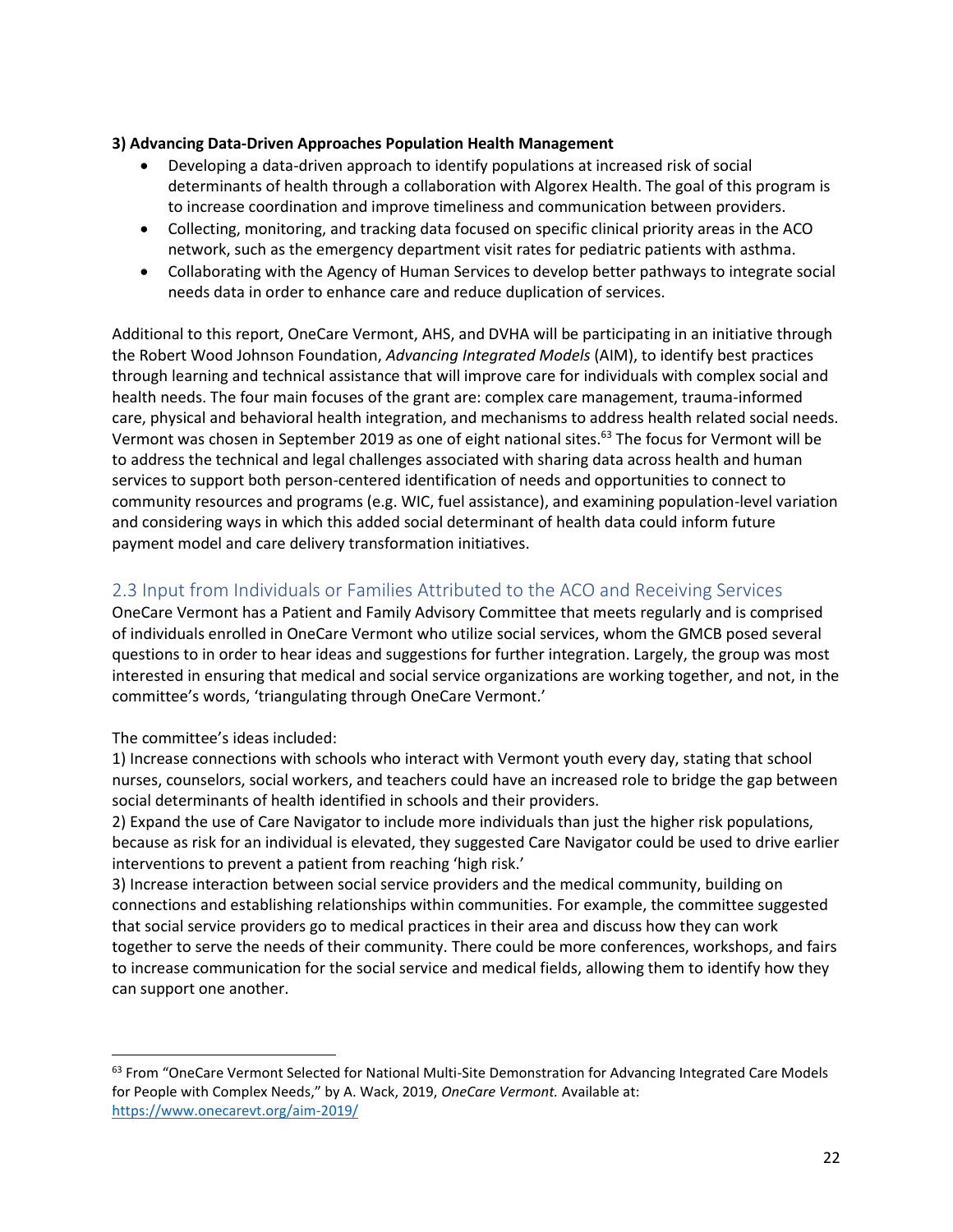**3) Advancing Data-Driven Approaches Population Health Management**

- Developing a data-driven approach to identify populations at increased risk of social determinants of health through a collaboration with Algorex Health. The goal of this program is to increase coordination and improve timeliness and communication between providers.
- Collecting, monitoring, and tracking data focused on specific clinical priority areas in the ACO network, such as the emergency department visit rates for pediatric patients with asthma.
- Collaborating with the Agency of Human Services to develop better pathways to integrate social needs data in order to enhance care and reduce duplication of services.

Additional to this report, OneCare Vermont, AHS, and DVHA will be participating in an initiative through the Robert Wood Johnson Foundation, *Advancing Integrated Models* (AIM), to identify best practices through learning and technical assistance that will improve care for individuals with complex social and health needs. The four main focuses of the grant are: complex care management, trauma-informed care, physical and behavioral health integration, and mechanisms to address health related social needs. Vermont was chosen in September 2019 as one of eight national sites.[63] The focus for Vermont will be to address the technical and legal challenges associated with sharing data across health and human services to support both person-centered identification of needs and opportunities to connect to community resources and programs (e.g. WIC, fuel assistance), and examining population-level variation and considering ways in which this added social determinant of health data could inform future payment model and care delivery transformation initiatives.

## 2.3 Input from Individuals or Families Attributed to the ACO and Receiving Services

OneCare Vermont has a Patient and Family Advisory Committee that meets regularly and is comprised of individuals enrolled in OneCare Vermont who utilize social services, whom the GMCB posed several questions to in order to hear ideas and suggestions for further integration. Largely, the group was most interested in ensuring that medical and social service organizations are working together, and not, in the committee's words, 'triangulating through OneCare Vermont.'

The committee's ideas included:

1) Increase connections with schools who interact with Vermont youth every day, stating that school nurses, counselors, social workers, and teachers could have an increased role to bridge the gap between social determinants of health identified in schools and their providers.
2) Expand the use of Care Navigator to include more individuals than just the higher risk populations, because as risk for an individual is elevated, they suggested Care Navigator could be used to drive earlier interventions to prevent a patient from reaching 'high risk.'
3) Increase interaction between social service providers and the medical community, building on connections and establishing relationships within communities. For example, the committee suggested that social service providers go to medical practices in their area and discuss how they can work together to serve the needs of their community. There could be more conferences, workshops, and fairs to increase communication for the social service and medical fields, allowing them to identify how they can support one another.

---

[63] From "OneCare Vermont Selected for National Multi-Site Demonstration for Advancing Integrated Care Models for People with Complex Needs," by A. Wack, 2019, *OneCare Vermont.* Available at: https://www.onecarevt.org/aim-2019/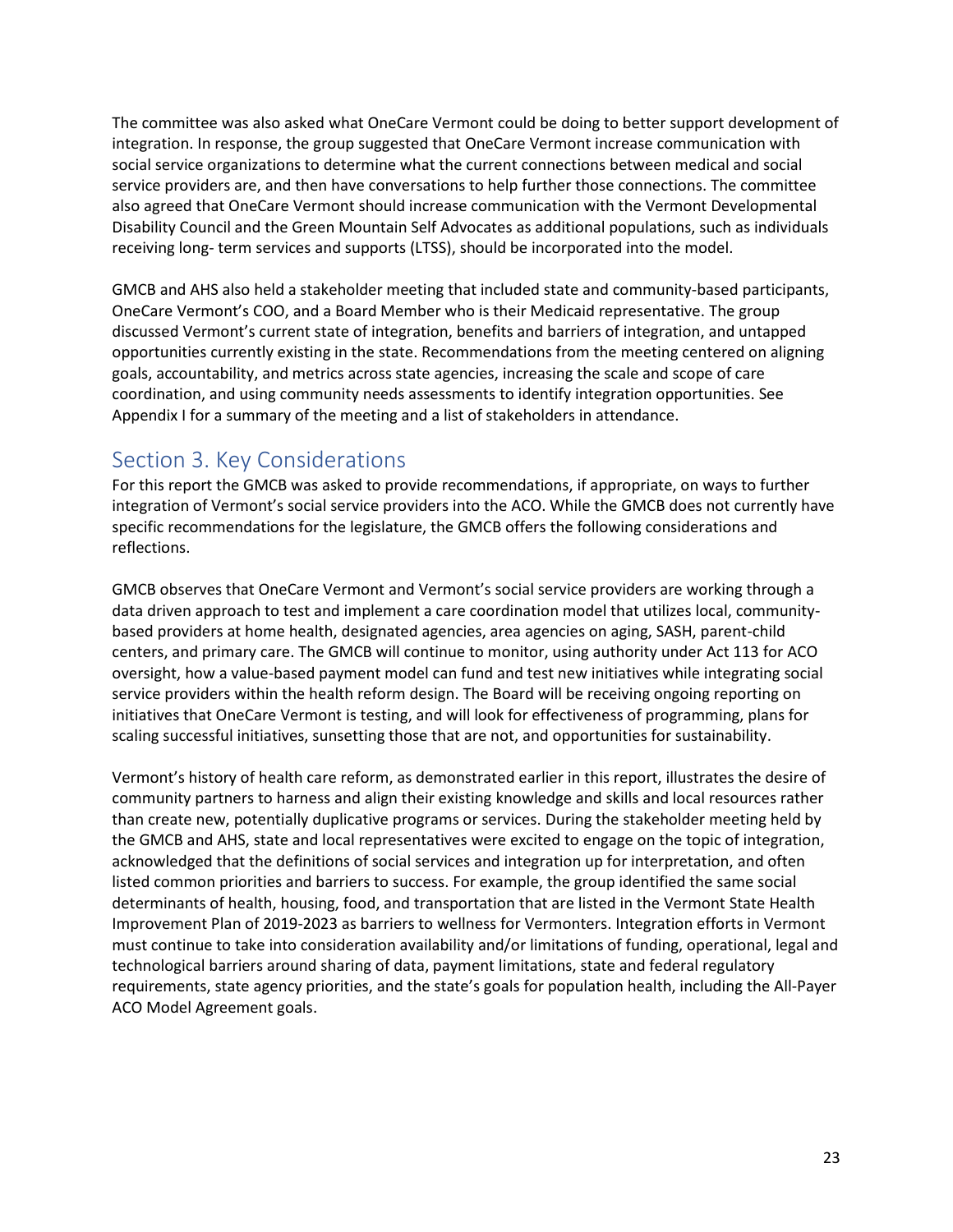The committee was also asked what OneCare Vermont could be doing to better support development of integration. In response, the group suggested that OneCare Vermont increase communication with social service organizations to determine what the current connections between medical and social service providers are, and then have conversations to help further those connections. The committee also agreed that OneCare Vermont should increase communication with the Vermont Developmental Disability Council and the Green Mountain Self Advocates as additional populations, such as individuals receiving long- term services and supports (LTSS), should be incorporated into the model.

GMCB and AHS also held a stakeholder meeting that included state and community-based participants, OneCare Vermont's COO, and a Board Member who is their Medicaid representative. The group discussed Vermont's current state of integration, benefits and barriers of integration, and untapped opportunities currently existing in the state. Recommendations from the meeting centered on aligning goals, accountability, and metrics across state agencies, increasing the scale and scope of care coordination, and using community needs assessments to identify integration opportunities. See Appendix I for a summary of the meeting and a list of stakeholders in attendance.

## Section 3. Key Considerations

For this report the GMCB was asked to provide recommendations, if appropriate, on ways to further integration of Vermont's social service providers into the ACO. While the GMCB does not currently have specific recommendations for the legislature, the GMCB offers the following considerations and reflections.

GMCB observes that OneCare Vermont and Vermont's social service providers are working through a data driven approach to test and implement a care coordination model that utilizes local, community-based providers at home health, designated agencies, area agencies on aging, SASH, parent-child centers, and primary care. The GMCB will continue to monitor, using authority under Act 113 for ACO oversight, how a value-based payment model can fund and test new initiatives while integrating social service providers within the health reform design. The Board will be receiving ongoing reporting on initiatives that OneCare Vermont is testing, and will look for effectiveness of programming, plans for scaling successful initiatives, sunsetting those that are not, and opportunities for sustainability.

Vermont's history of health care reform, as demonstrated earlier in this report, illustrates the desire of community partners to harness and align their existing knowledge and skills and local resources rather than create new, potentially duplicative programs or services. During the stakeholder meeting held by the GMCB and AHS, state and local representatives were excited to engage on the topic of integration, acknowledged that the definitions of social services and integration up for interpretation, and often listed common priorities and barriers to success. For example, the group identified the same social determinants of health, housing, food, and transportation that are listed in the Vermont State Health Improvement Plan of 2019-2023 as barriers to wellness for Vermonters. Integration efforts in Vermont must continue to take into consideration availability and/or limitations of funding, operational, legal and technological barriers around sharing of data, payment limitations, state and federal regulatory requirements, state agency priorities, and the state's goals for population health, including the All-Payer ACO Model Agreement goals.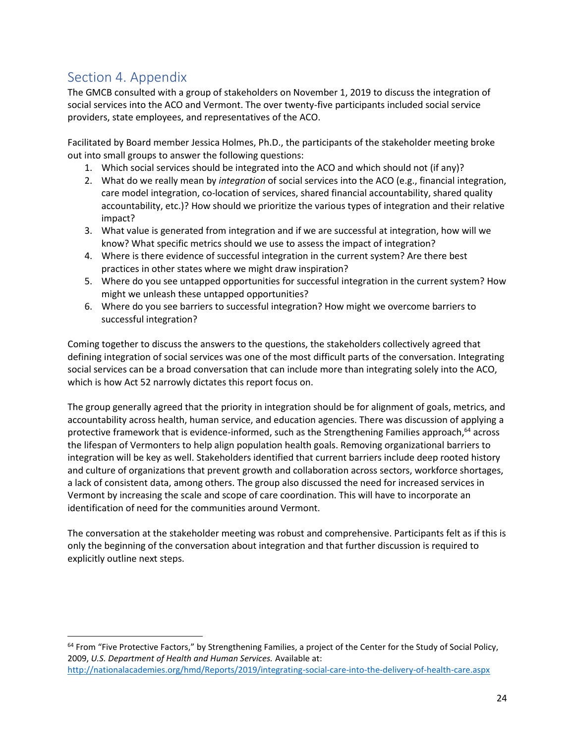## Section 4. Appendix

The GMCB consulted with a group of stakeholders on November 1, 2019 to discuss the integration of social services into the ACO and Vermont. The over twenty-five participants included social service providers, state employees, and representatives of the ACO.

Facilitated by Board member Jessica Holmes, Ph.D., the participants of the stakeholder meeting broke out into small groups to answer the following questions:

1. Which social services should be integrated into the ACO and which should not (if any)?
2. What do we really mean by *integration* of social services into the ACO (e.g., financial integration, care model integration, co-location of services, shared financial accountability, shared quality accountability, etc.)? How should we prioritize the various types of integration and their relative impact?
3. What value is generated from integration and if we are successful at integration, how will we know? What specific metrics should we use to assess the impact of integration?
4. Where is there evidence of successful integration in the current system? Are there best practices in other states where we might draw inspiration?
5. Where do you see untapped opportunities for successful integration in the current system? How might we unleash these untapped opportunities?
6. Where do you see barriers to successful integration? How might we overcome barriers to successful integration?

Coming together to discuss the answers to the questions, the stakeholders collectively agreed that defining integration of social services was one of the most difficult parts of the conversation. Integrating social services can be a broad conversation that can include more than integrating solely into the ACO, which is how Act 52 narrowly dictates this report focus on.

The group generally agreed that the priority in integration should be for alignment of goals, metrics, and accountability across health, human service, and education agencies. There was discussion of applying a protective framework that is evidence-informed, such as the Strengthening Families approach,[64] across the lifespan of Vermonters to help align population health goals. Removing organizational barriers to integration will be key as well. Stakeholders identified that current barriers include deep rooted history and culture of organizations that prevent growth and collaboration across sectors, workforce shortages, a lack of consistent data, among others. The group also discussed the need for increased services in Vermont by increasing the scale and scope of care coordination. This will have to incorporate an identification of need for the communities around Vermont.

The conversation at the stakeholder meeting was robust and comprehensive. Participants felt as if this is only the beginning of the conversation about integration and that further discussion is required to explicitly outline next steps.

---

[64] From "Five Protective Factors," by Strengthening Families, a project of the Center for the Study of Social Policy, 2009, *U.S. Department of Health and Human Services.* Available at: http://nationalacademies.org/hmd/Reports/2019/integrating-social-care-into-the-delivery-of-health-care.aspx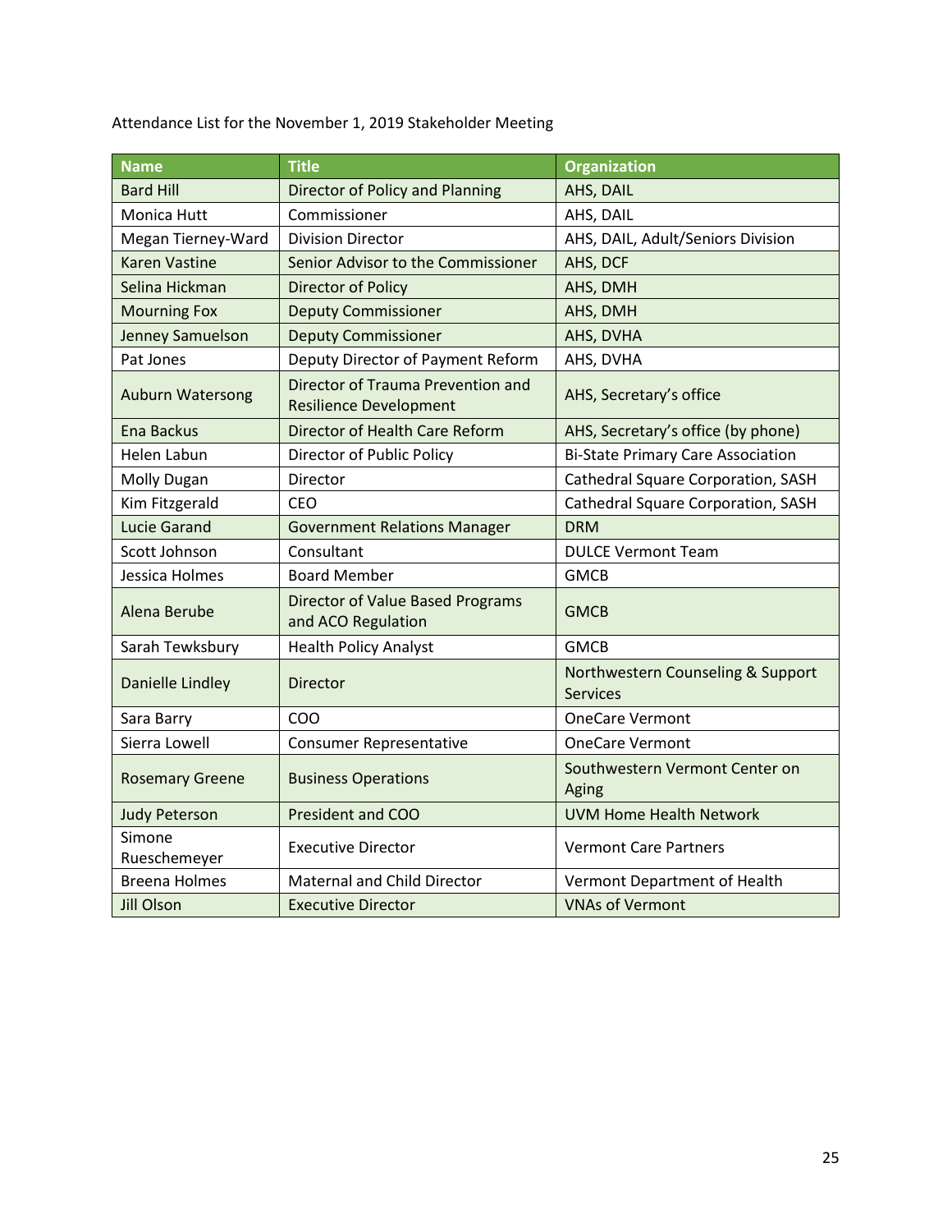Attendance List for the November 1, 2019 Stakeholder Meeting

| Name | Title | Organization |
|---|---|---|
| Bard Hill | Director of Policy and Planning | AHS, DAIL |
| Monica Hutt | Commissioner | AHS, DAIL |
| Megan Tierney-Ward | Division Director | AHS, DAIL, Adult/Seniors Division |
| Karen Vastine | Senior Advisor to the Commissioner | AHS, DCF |
| Selina Hickman | Director of Policy | AHS, DMH |
| Mourning Fox | Deputy Commissioner | AHS, DMH |
| Jenney Samuelson | Deputy Commissioner | AHS, DVHA |
| Pat Jones | Deputy Director of Payment Reform | AHS, DVHA |
| Auburn Watersong | Director of Trauma Prevention and Resilience Development | AHS, Secretary's office |
| Ena Backus | Director of Health Care Reform | AHS, Secretary's office (by phone) |
| Helen Labun | Director of Public Policy | Bi-State Primary Care Association |
| Molly Dugan | Director | Cathedral Square Corporation, SASH |
| Kim Fitzgerald | CEO | Cathedral Square Corporation, SASH |
| Lucie Garand | Government Relations Manager | DRM |
| Scott Johnson | Consultant | DULCE Vermont Team |
| Jessica Holmes | Board Member | GMCB |
| Alena Berube | Director of Value Based Programs and ACO Regulation | GMCB |
| Sarah Tewksbury | Health Policy Analyst | GMCB |
| Danielle Lindley | Director | Northwestern Counseling & Support Services |
| Sara Barry | COO | OneCare Vermont |
| Sierra Lowell | Consumer Representative | OneCare Vermont |
| Rosemary Greene | Business Operations | Southwestern Vermont Center on Aging |
| Judy Peterson | President and COO | UVM Home Health Network |
| Simone Rueschemeyer | Executive Director | Vermont Care Partners |
| Breena Holmes | Maternal and Child Director | Vermont Department of Health |
| Jill Olson | Executive Director | VNAs of Vermont |